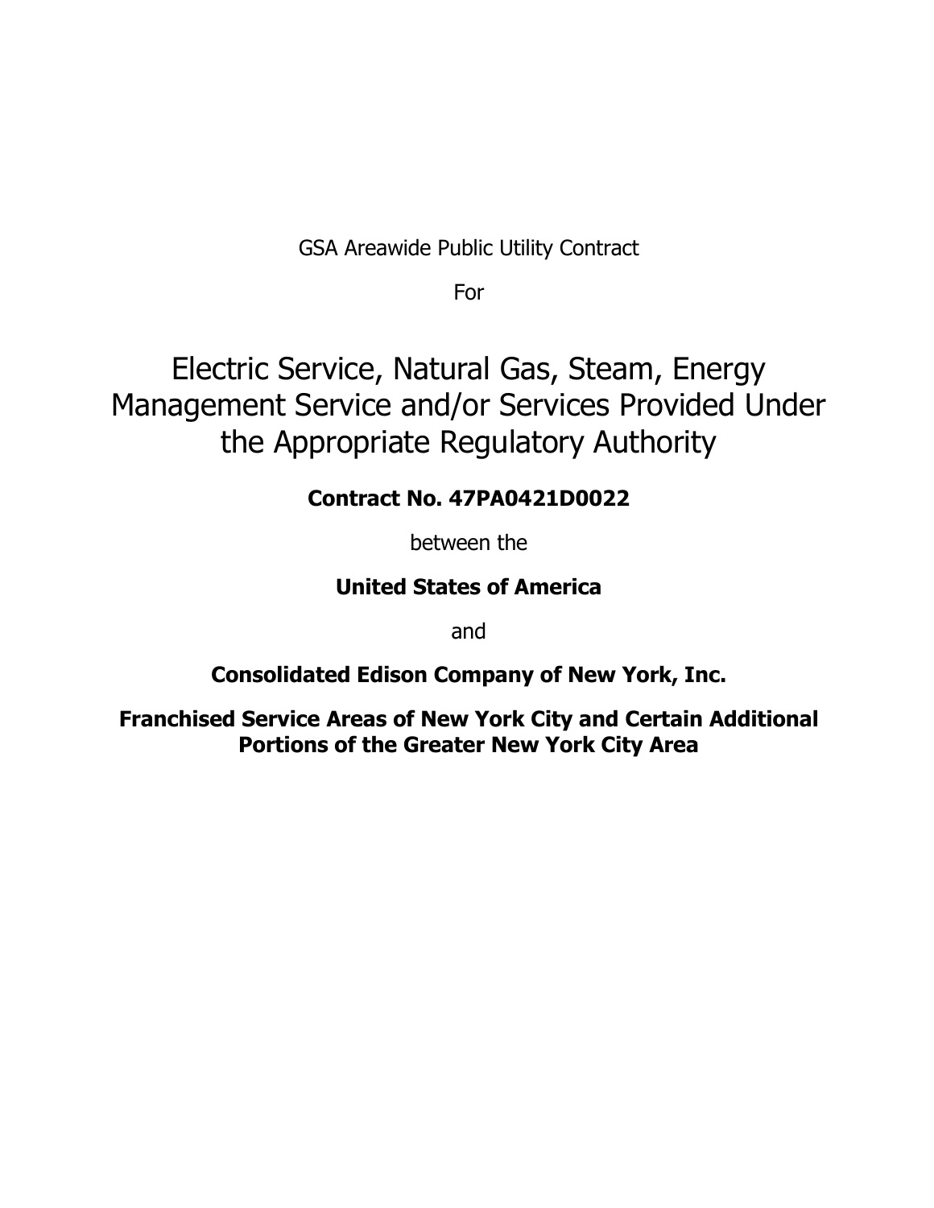GSA Areawide Public Utility Contract

For

# Electric Service, Natural Gas, Steam, Energy Management Service and/or Services Provided Under the Appropriate Regulatory Authority

**Contract No. 47PA0421D0022**

between the

**United States of America**

and

**Consolidated Edison Company of New York, Inc.**

**Franchised Service Areas of New York City and Certain Additional Portions of the Greater New York City Area**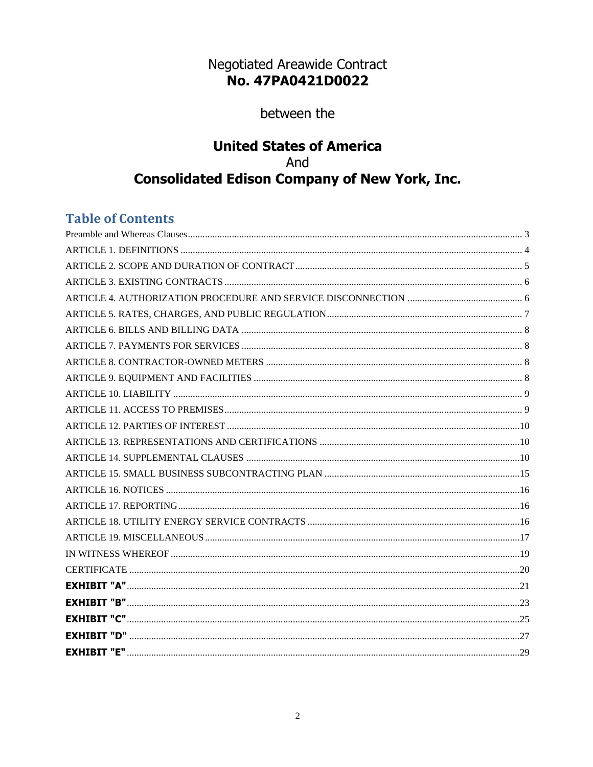# Negotiated Areawide Contract
# No. 47PA0421D0022

between the

## United States of America
And
## Consolidated Edison Company of New York, Inc.

## Table of Contents

Preamble and Whereas Clauses .......... 3
ARTICLE 1. DEFINITIONS .......... 4
ARTICLE 2. SCOPE AND DURATION OF CONTRACT .......... 5
ARTICLE 3. EXISTING CONTRACTS .......... 6
ARTICLE 4. AUTHORIZATION PROCEDURE AND SERVICE DISCONNECTION .......... 6
ARTICLE 5. RATES, CHARGES, AND PUBLIC REGULATION .......... 7
ARTICLE 6. BILLS AND BILLING DATA .......... 8
ARTICLE 7. PAYMENTS FOR SERVICES .......... 8
ARTICLE 8. CONTRACTOR-OWNED METERS .......... 8
ARTICLE 9. EQUIPMENT AND FACILITIES .......... 8
ARTICLE 10. LIABILITY .......... 9
ARTICLE 11. ACCESS TO PREMISES .......... 9
ARTICLE 12. PARTIES OF INTEREST .......... 10
ARTICLE 13. REPRESENTATIONS AND CERTIFICATIONS .......... 10
ARTICLE 14. SUPPLEMENTAL CLAUSES .......... 10
ARTICLE 15. SMALL BUSINESS SUBCONTRACTING PLAN .......... 15
ARTICLE 16. NOTICES .......... 16
ARTICLE 17. REPORTING .......... 16
ARTICLE 18. UTILITY ENERGY SERVICE CONTRACTS .......... 16
ARTICLE 19. MISCELLANEOUS .......... 17
IN WITNESS WHEREOF .......... 19
CERTIFICATE .......... 20
**EXHIBIT "A"** .......... 21
**EXHIBIT "B"** .......... 23
**EXHIBIT "C"** .......... 25
**EXHIBIT "D"** .......... 27
**EXHIBIT "E"** .......... 29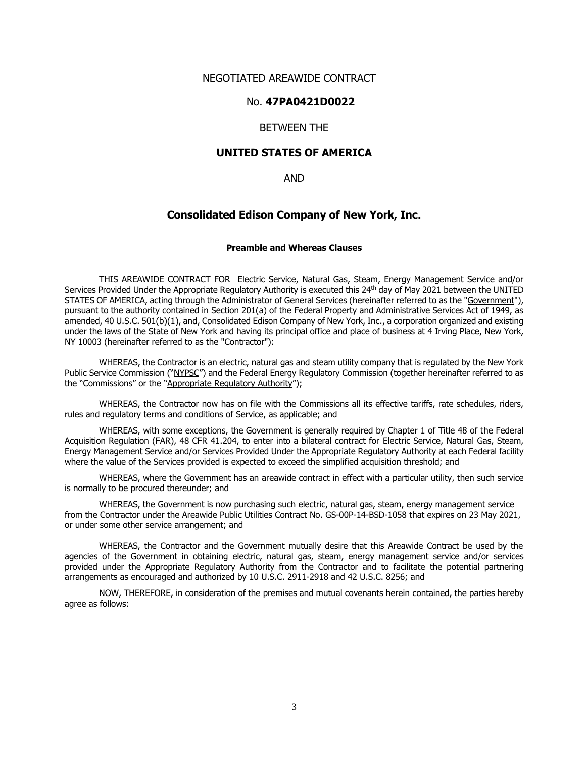NEGOTIATED AREAWIDE CONTRACT

No. **47PA0421D0022**

BETWEEN THE

**UNITED STATES OF AMERICA**

AND

**Consolidated Edison Company of New York, Inc.**

**Preamble and Whereas Clauses**

THIS AREAWIDE CONTRACT FOR Electric Service, Natural Gas, Steam, Energy Management Service and/or Services Provided Under the Appropriate Regulatory Authority is executed this 24th day of May 2021 between the UNITED STATES OF AMERICA, acting through the Administrator of General Services (hereinafter referred to as the "Government"), pursuant to the authority contained in Section 201(a) of the Federal Property and Administrative Services Act of 1949, as amended, 40 U.S.C. 501(b)(1), and, Consolidated Edison Company of New York, Inc., a corporation organized and existing under the laws of the State of New York and having its principal office and place of business at 4 Irving Place, New York, NY 10003 (hereinafter referred to as the "Contractor"):

WHEREAS, the Contractor is an electric, natural gas and steam utility company that is regulated by the New York Public Service Commission ("NYPSC") and the Federal Energy Regulatory Commission (together hereinafter referred to as the "Commissions" or the "Appropriate Regulatory Authority");

WHEREAS, the Contractor now has on file with the Commissions all its effective tariffs, rate schedules, riders, rules and regulatory terms and conditions of Service, as applicable; and

WHEREAS, with some exceptions, the Government is generally required by Chapter 1 of Title 48 of the Federal Acquisition Regulation (FAR), 48 CFR 41.204, to enter into a bilateral contract for Electric Service, Natural Gas, Steam, Energy Management Service and/or Services Provided Under the Appropriate Regulatory Authority at each Federal facility where the value of the Services provided is expected to exceed the simplified acquisition threshold; and

WHEREAS, where the Government has an areawide contract in effect with a particular utility, then such service is normally to be procured thereunder; and

WHEREAS, the Government is now purchasing such electric, natural gas, steam, energy management service from the Contractor under the Areawide Public Utilities Contract No. GS-00P-14-BSD-1058 that expires on 23 May 2021, or under some other service arrangement; and

WHEREAS, the Contractor and the Government mutually desire that this Areawide Contract be used by the agencies of the Government in obtaining electric, natural gas, steam, energy management service and/or services provided under the Appropriate Regulatory Authority from the Contractor and to facilitate the potential partnering arrangements as encouraged and authorized by 10 U.S.C. 2911-2918 and 42 U.S.C. 8256; and

NOW, THEREFORE, in consideration of the premises and mutual covenants herein contained, the parties hereby agree as follows: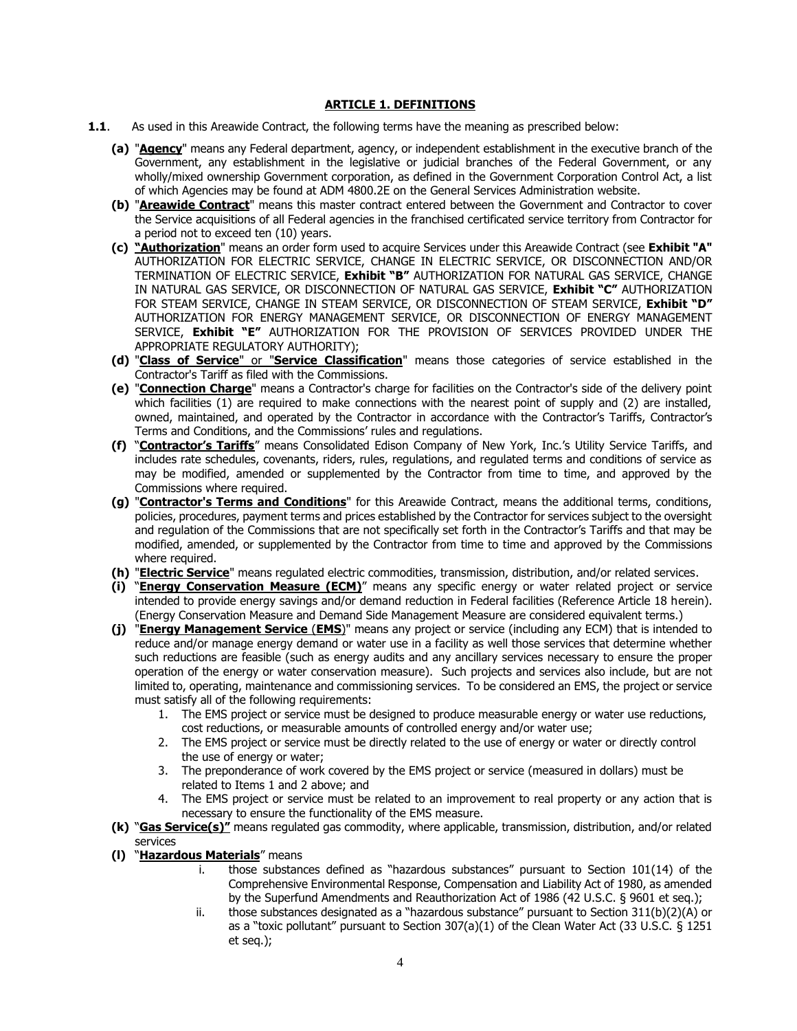## ARTICLE 1. DEFINITIONS

**1.1**. As used in this Areawide Contract, the following terms have the meaning as prescribed below:

**(a)** "**Agency**" means any Federal department, agency, or independent establishment in the executive branch of the Government, any establishment in the legislative or judicial branches of the Federal Government, or any wholly/mixed ownership Government corporation, as defined in the Government Corporation Control Act, a list of which Agencies may be found at ADM 4800.2E on the General Services Administration website.

**(b)** "**Areawide Contract**" means this master contract entered between the Government and Contractor to cover the Service acquisitions of all Federal agencies in the franchised certificated service territory from Contractor for a period not to exceed ten (10) years.

**(c)** "**Authorization**" means an order form used to acquire Services under this Areawide Contract (see **Exhibit "A"** AUTHORIZATION FOR ELECTRIC SERVICE, CHANGE IN ELECTRIC SERVICE, OR DISCONNECTION AND/OR TERMINATION OF ELECTRIC SERVICE, **Exhibit "B"** AUTHORIZATION FOR NATURAL GAS SERVICE, CHANGE IN NATURAL GAS SERVICE, OR DISCONNECTION OF NATURAL GAS SERVICE, **Exhibit "C"** AUTHORIZATION FOR STEAM SERVICE, CHANGE IN STEAM SERVICE, OR DISCONNECTION OF STEAM SERVICE, **Exhibit "D"** AUTHORIZATION FOR ENERGY MANAGEMENT SERVICE, OR DISCONNECTION OF ENERGY MANAGEMENT SERVICE, **Exhibit "E"** AUTHORIZATION FOR THE PROVISION OF SERVICES PROVIDED UNDER THE APPROPRIATE REGULATORY AUTHORITY);

**(d)** "**Class of Service**" or "**Service Classification**" means those categories of service established in the Contractor's Tariff as filed with the Commissions.

**(e)** "**Connection Charge**" means a Contractor's charge for facilities on the Contractor's side of the delivery point which facilities (1) are required to make connections with the nearest point of supply and (2) are installed, owned, maintained, and operated by the Contractor in accordance with the Contractor's Tariffs, Contractor's Terms and Conditions, and the Commissions' rules and regulations.

**(f)** "**Contractor's Tariffs**" means Consolidated Edison Company of New York, Inc.'s Utility Service Tariffs, and includes rate schedules, covenants, riders, rules, regulations, and regulated terms and conditions of service as may be modified, amended or supplemented by the Contractor from time to time, and approved by the Commissions where required.

**(g)** "**Contractor's Terms and Conditions**" for this Areawide Contract, means the additional terms, conditions, policies, procedures, payment terms and prices established by the Contractor for services subject to the oversight and regulation of the Commissions that are not specifically set forth in the Contractor's Tariffs and that may be modified, amended, or supplemented by the Contractor from time to time and approved by the Commissions where required.

**(h)** "**Electric Service**" means regulated electric commodities, transmission, distribution, and/or related services.

**(i)** "**Energy Conservation Measure (ECM)**" means any specific energy or water related project or service intended to provide energy savings and/or demand reduction in Federal facilities (Reference Article 18 herein). (Energy Conservation Measure and Demand Side Management Measure are considered equivalent terms.)

**(j)** "**Energy Management Service** (**EMS**)" means any project or service (including any ECM) that is intended to reduce and/or manage energy demand or water use in a facility as well those services that determine whether such reductions are feasible (such as energy audits and any ancillary services necessary to ensure the proper operation of the energy or water conservation measure). Such projects and services also include, but are not limited to, operating, maintenance and commissioning services. To be considered an EMS, the project or service must satisfy all of the following requirements:

1. The EMS project or service must be designed to produce measurable energy or water use reductions, cost reductions, or measurable amounts of controlled energy and/or water use;
2. The EMS project or service must be directly related to the use of energy or water or directly control the use of energy or water;
3. The preponderance of work covered by the EMS project or service (measured in dollars) must be related to Items 1 and 2 above; and
4. The EMS project or service must be related to an improvement to real property or any action that is necessary to ensure the functionality of the EMS measure.

**(k)** "**Gas Service(s)"** means regulated gas commodity, where applicable, transmission, distribution, and/or related services

**(l)** "**Hazardous Materials**" means

i. those substances defined as "hazardous substances" pursuant to Section 101(14) of the Comprehensive Environmental Response, Compensation and Liability Act of 1980, as amended by the Superfund Amendments and Reauthorization Act of 1986 (42 U.S.C. § 9601 et seq.);

ii. those substances designated as a "hazardous substance" pursuant to Section 311(b)(2)(A) or as a "toxic pollutant" pursuant to Section 307(a)(1) of the Clean Water Act (33 U.S.C. § 1251 et seq.);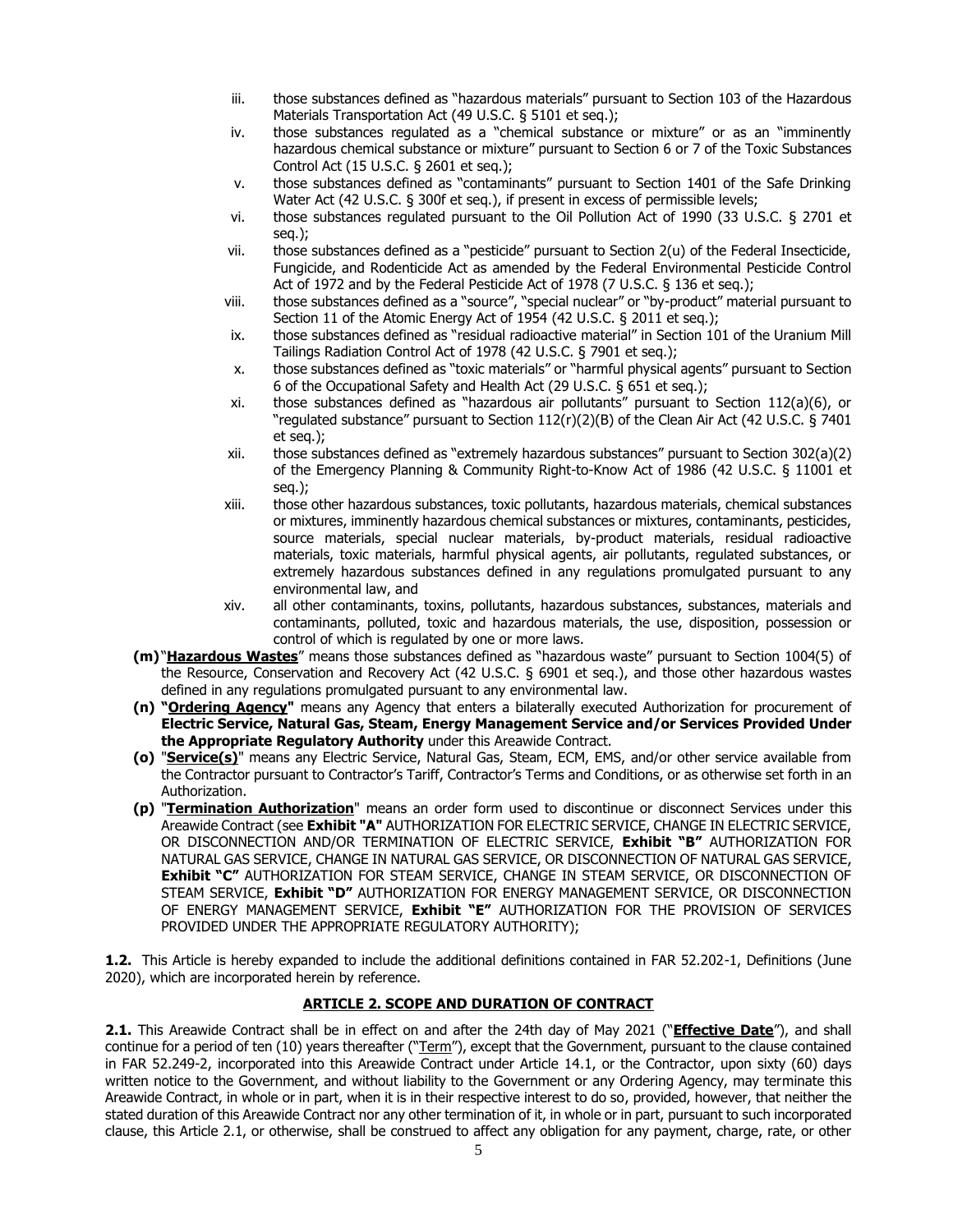iii. those substances defined as "hazardous materials" pursuant to Section 103 of the Hazardous Materials Transportation Act (49 U.S.C. § 5101 et seq.);
iv. those substances regulated as a "chemical substance or mixture" or as an "imminently hazardous chemical substance or mixture" pursuant to Section 6 or 7 of the Toxic Substances Control Act (15 U.S.C. § 2601 et seq.);
v. those substances defined as "contaminants" pursuant to Section 1401 of the Safe Drinking Water Act (42 U.S.C. § 300f et seq.), if present in excess of permissible levels;
vi. those substances regulated pursuant to the Oil Pollution Act of 1990 (33 U.S.C. § 2701 et seq.);
vii. those substances defined as a "pesticide" pursuant to Section 2(u) of the Federal Insecticide, Fungicide, and Rodenticide Act as amended by the Federal Environmental Pesticide Control Act of 1972 and by the Federal Pesticide Act of 1978 (7 U.S.C. § 136 et seq.);
viii. those substances defined as a "source", "special nuclear" or "by-product" material pursuant to Section 11 of the Atomic Energy Act of 1954 (42 U.S.C. § 2011 et seq.);
ix. those substances defined as "residual radioactive material" in Section 101 of the Uranium Mill Tailings Radiation Control Act of 1978 (42 U.S.C. § 7901 et seq.);
x. those substances defined as "toxic materials" or "harmful physical agents" pursuant to Section 6 of the Occupational Safety and Health Act (29 U.S.C. § 651 et seq.);
xi. those substances defined as "hazardous air pollutants" pursuant to Section 112(a)(6), or "regulated substance" pursuant to Section 112(r)(2)(B) of the Clean Air Act (42 U.S.C. § 7401 et seq.);
xii. those substances defined as "extremely hazardous substances" pursuant to Section 302(a)(2) of the Emergency Planning & Community Right-to-Know Act of 1986 (42 U.S.C. § 11001 et seq.);
xiii. those other hazardous substances, toxic pollutants, hazardous materials, chemical substances or mixtures, imminently hazardous chemical substances or mixtures, contaminants, pesticides, source materials, special nuclear materials, by-product materials, residual radioactive materials, toxic materials, harmful physical agents, air pollutants, regulated substances, or extremely hazardous substances defined in any regulations promulgated pursuant to any environmental law, and
xiv. all other contaminants, toxins, pollutants, hazardous substances, substances, materials and contaminants, polluted, toxic and hazardous materials, the use, disposition, possession or control of which is regulated by one or more laws.

**(m)** "**Hazardous Wastes**" means those substances defined as "hazardous waste" pursuant to Section 1004(5) of the Resource, Conservation and Recovery Act (42 U.S.C. § 6901 et seq.), and those other hazardous wastes defined in any regulations promulgated pursuant to any environmental law.

**(n) "Ordering Agency"** means any Agency that enters a bilaterally executed Authorization for procurement of **Electric Service, Natural Gas, Steam, Energy Management Service and/or Services Provided Under the Appropriate Regulatory Authority** under this Areawide Contract.

**(o)** "**Service(s)**" means any Electric Service, Natural Gas, Steam, ECM, EMS, and/or other service available from the Contractor pursuant to Contractor's Tariff, Contractor's Terms and Conditions, or as otherwise set forth in an Authorization.

**(p)** "**Termination Authorization**" means an order form used to discontinue or disconnect Services under this Areawide Contract (see **Exhibit "A"** AUTHORIZATION FOR ELECTRIC SERVICE, CHANGE IN ELECTRIC SERVICE, OR DISCONNECTION AND/OR TERMINATION OF ELECTRIC SERVICE, **Exhibit "B"** AUTHORIZATION FOR NATURAL GAS SERVICE, CHANGE IN NATURAL GAS SERVICE, OR DISCONNECTION OF NATURAL GAS SERVICE, **Exhibit "C"** AUTHORIZATION FOR STEAM SERVICE, CHANGE IN STEAM SERVICE, OR DISCONNECTION OF STEAM SERVICE, **Exhibit "D"** AUTHORIZATION FOR ENERGY MANAGEMENT SERVICE, OR DISCONNECTION OF ENERGY MANAGEMENT SERVICE, **Exhibit "E"** AUTHORIZATION FOR THE PROVISION OF SERVICES PROVIDED UNDER THE APPROPRIATE REGULATORY AUTHORITY);

**1.2.** This Article is hereby expanded to include the additional definitions contained in FAR 52.202-1, Definitions (June 2020), which are incorporated herein by reference.

## ARTICLE 2. SCOPE AND DURATION OF CONTRACT

**2.1.** This Areawide Contract shall be in effect on and after the 24th day of May 2021 ("**Effective Date**"), and shall continue for a period of ten (10) years thereafter ("Term"), except that the Government, pursuant to the clause contained in FAR 52.249-2, incorporated into this Areawide Contract under Article 14.1, or the Contractor, upon sixty (60) days written notice to the Government, and without liability to the Government or any Ordering Agency, may terminate this Areawide Contract, in whole or in part, when it is in their respective interest to do so, provided, however, that neither the stated duration of this Areawide Contract nor any other termination of it, in whole or in part, pursuant to such incorporated clause, this Article 2.1, or otherwise, shall be construed to affect any obligation for any payment, charge, rate, or other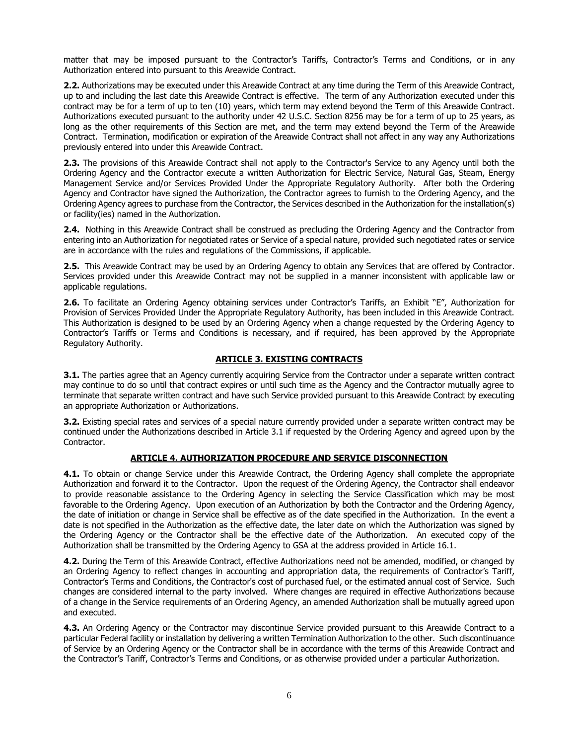matter that may be imposed pursuant to the Contractor's Tariffs, Contractor's Terms and Conditions, or in any Authorization entered into pursuant to this Areawide Contract.

**2.2.** Authorizations may be executed under this Areawide Contract at any time during the Term of this Areawide Contract, up to and including the last date this Areawide Contract is effective. The term of any Authorization executed under this contract may be for a term of up to ten (10) years, which term may extend beyond the Term of this Areawide Contract. Authorizations executed pursuant to the authority under 42 U.S.C. Section 8256 may be for a term of up to 25 years, as long as the other requirements of this Section are met, and the term may extend beyond the Term of the Areawide Contract. Termination, modification or expiration of the Areawide Contract shall not affect in any way any Authorizations previously entered into under this Areawide Contract.

**2.3.** The provisions of this Areawide Contract shall not apply to the Contractor's Service to any Agency until both the Ordering Agency and the Contractor execute a written Authorization for Electric Service, Natural Gas, Steam, Energy Management Service and/or Services Provided Under the Appropriate Regulatory Authority. After both the Ordering Agency and Contractor have signed the Authorization, the Contractor agrees to furnish to the Ordering Agency, and the Ordering Agency agrees to purchase from the Contractor, the Services described in the Authorization for the installation(s) or facility(ies) named in the Authorization.

**2.4.** Nothing in this Areawide Contract shall be construed as precluding the Ordering Agency and the Contractor from entering into an Authorization for negotiated rates or Service of a special nature, provided such negotiated rates or service are in accordance with the rules and regulations of the Commissions, if applicable.

**2.5.** This Areawide Contract may be used by an Ordering Agency to obtain any Services that are offered by Contractor. Services provided under this Areawide Contract may not be supplied in a manner inconsistent with applicable law or applicable regulations.

**2.6.** To facilitate an Ordering Agency obtaining services under Contractor's Tariffs, an Exhibit "E", Authorization for Provision of Services Provided Under the Appropriate Regulatory Authority, has been included in this Areawide Contract. This Authorization is designed to be used by an Ordering Agency when a change requested by the Ordering Agency to Contractor's Tariffs or Terms and Conditions is necessary, and if required, has been approved by the Appropriate Regulatory Authority.

## ARTICLE 3. EXISTING CONTRACTS

**3.1.** The parties agree that an Agency currently acquiring Service from the Contractor under a separate written contract may continue to do so until that contract expires or until such time as the Agency and the Contractor mutually agree to terminate that separate written contract and have such Service provided pursuant to this Areawide Contract by executing an appropriate Authorization or Authorizations.

**3.2.** Existing special rates and services of a special nature currently provided under a separate written contract may be continued under the Authorizations described in Article 3.1 if requested by the Ordering Agency and agreed upon by the Contractor.

## ARTICLE 4. AUTHORIZATION PROCEDURE AND SERVICE DISCONNECTION

**4.1.** To obtain or change Service under this Areawide Contract, the Ordering Agency shall complete the appropriate Authorization and forward it to the Contractor. Upon the request of the Ordering Agency, the Contractor shall endeavor to provide reasonable assistance to the Ordering Agency in selecting the Service Classification which may be most favorable to the Ordering Agency. Upon execution of an Authorization by both the Contractor and the Ordering Agency, the date of initiation or change in Service shall be effective as of the date specified in the Authorization. In the event a date is not specified in the Authorization as the effective date, the later date on which the Authorization was signed by the Ordering Agency or the Contractor shall be the effective date of the Authorization. An executed copy of the Authorization shall be transmitted by the Ordering Agency to GSA at the address provided in Article 16.1.

**4.2.** During the Term of this Areawide Contract, effective Authorizations need not be amended, modified, or changed by an Ordering Agency to reflect changes in accounting and appropriation data, the requirements of Contractor's Tariff, Contractor's Terms and Conditions, the Contractor's cost of purchased fuel, or the estimated annual cost of Service. Such changes are considered internal to the party involved. Where changes are required in effective Authorizations because of a change in the Service requirements of an Ordering Agency, an amended Authorization shall be mutually agreed upon and executed.

**4.3.** An Ordering Agency or the Contractor may discontinue Service provided pursuant to this Areawide Contract to a particular Federal facility or installation by delivering a written Termination Authorization to the other. Such discontinuance of Service by an Ordering Agency or the Contractor shall be in accordance with the terms of this Areawide Contract and the Contractor's Tariff, Contractor's Terms and Conditions, or as otherwise provided under a particular Authorization.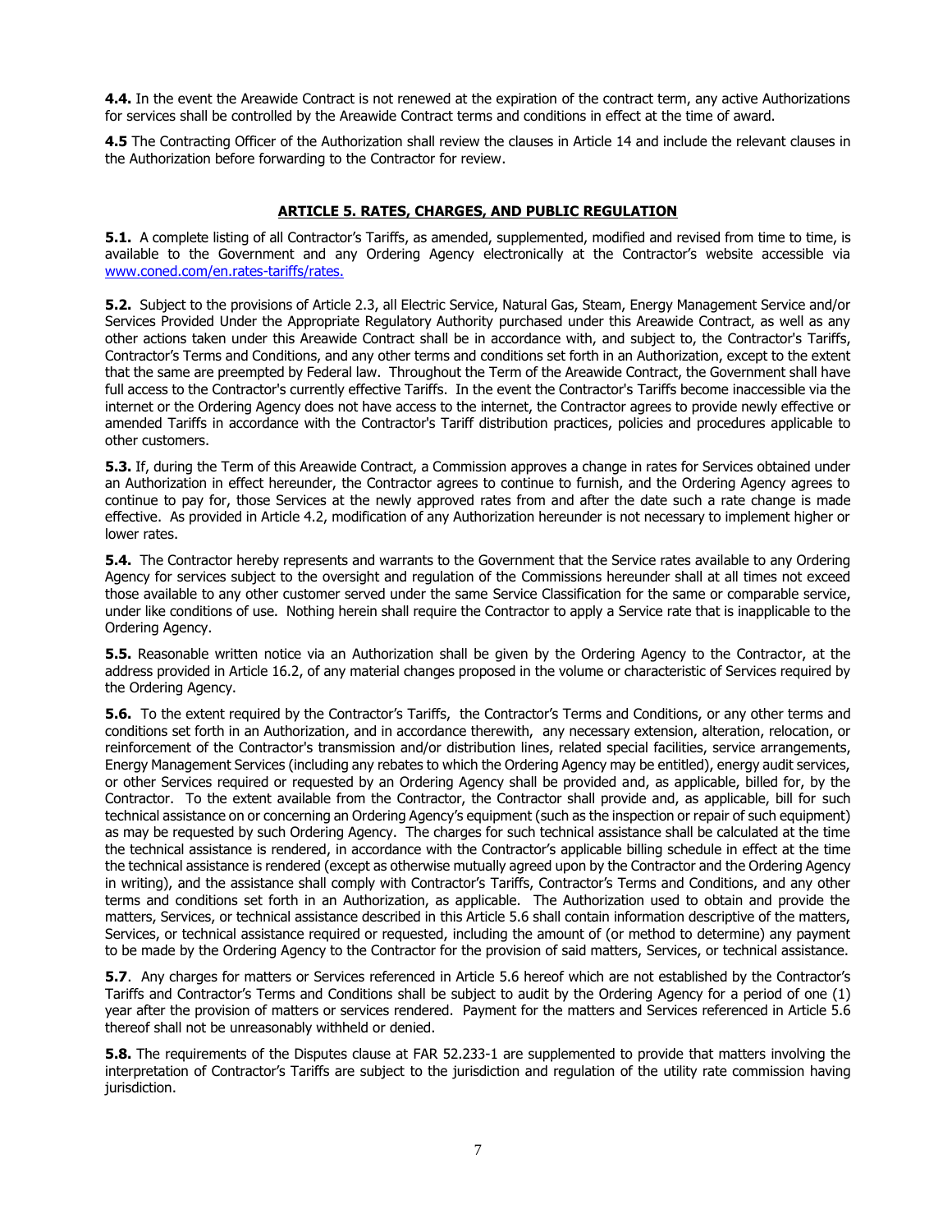**4.4.** In the event the Areawide Contract is not renewed at the expiration of the contract term, any active Authorizations for services shall be controlled by the Areawide Contract terms and conditions in effect at the time of award.

**4.5** The Contracting Officer of the Authorization shall review the clauses in Article 14 and include the relevant clauses in the Authorization before forwarding to the Contractor for review.

## ARTICLE 5. RATES, CHARGES, AND PUBLIC REGULATION

**5.1.** A complete listing of all Contractor's Tariffs, as amended, supplemented, modified and revised from time to time, is available to the Government and any Ordering Agency electronically at the Contractor's website accessible via www.coned.com/en.rates-tariffs/rates.

**5.2.** Subject to the provisions of Article 2.3, all Electric Service, Natural Gas, Steam, Energy Management Service and/or Services Provided Under the Appropriate Regulatory Authority purchased under this Areawide Contract, as well as any other actions taken under this Areawide Contract shall be in accordance with, and subject to, the Contractor's Tariffs, Contractor's Terms and Conditions, and any other terms and conditions set forth in an Authorization, except to the extent that the same are preempted by Federal law. Throughout the Term of the Areawide Contract, the Government shall have full access to the Contractor's currently effective Tariffs. In the event the Contractor's Tariffs become inaccessible via the internet or the Ordering Agency does not have access to the internet, the Contractor agrees to provide newly effective or amended Tariffs in accordance with the Contractor's Tariff distribution practices, policies and procedures applicable to other customers.

**5.3.** If, during the Term of this Areawide Contract, a Commission approves a change in rates for Services obtained under an Authorization in effect hereunder, the Contractor agrees to continue to furnish, and the Ordering Agency agrees to continue to pay for, those Services at the newly approved rates from and after the date such a rate change is made effective. As provided in Article 4.2, modification of any Authorization hereunder is not necessary to implement higher or lower rates.

**5.4.** The Contractor hereby represents and warrants to the Government that the Service rates available to any Ordering Agency for services subject to the oversight and regulation of the Commissions hereunder shall at all times not exceed those available to any other customer served under the same Service Classification for the same or comparable service, under like conditions of use. Nothing herein shall require the Contractor to apply a Service rate that is inapplicable to the Ordering Agency.

**5.5.** Reasonable written notice via an Authorization shall be given by the Ordering Agency to the Contractor, at the address provided in Article 16.2, of any material changes proposed in the volume or characteristic of Services required by the Ordering Agency.

**5.6.** To the extent required by the Contractor's Tariffs, the Contractor's Terms and Conditions, or any other terms and conditions set forth in an Authorization, and in accordance therewith, any necessary extension, alteration, relocation, or reinforcement of the Contractor's transmission and/or distribution lines, related special facilities, service arrangements, Energy Management Services (including any rebates to which the Ordering Agency may be entitled), energy audit services, or other Services required or requested by an Ordering Agency shall be provided and, as applicable, billed for, by the Contractor. To the extent available from the Contractor, the Contractor shall provide and, as applicable, bill for such technical assistance on or concerning an Ordering Agency's equipment (such as the inspection or repair of such equipment) as may be requested by such Ordering Agency. The charges for such technical assistance shall be calculated at the time the technical assistance is rendered, in accordance with the Contractor's applicable billing schedule in effect at the time the technical assistance is rendered (except as otherwise mutually agreed upon by the Contractor and the Ordering Agency in writing), and the assistance shall comply with Contractor's Tariffs, Contractor's Terms and Conditions, and any other terms and conditions set forth in an Authorization, as applicable. The Authorization used to obtain and provide the matters, Services, or technical assistance described in this Article 5.6 shall contain information descriptive of the matters, Services, or technical assistance required or requested, including the amount of (or method to determine) any payment to be made by the Ordering Agency to the Contractor for the provision of said matters, Services, or technical assistance.

**5.7**. Any charges for matters or Services referenced in Article 5.6 hereof which are not established by the Contractor's Tariffs and Contractor's Terms and Conditions shall be subject to audit by the Ordering Agency for a period of one (1) year after the provision of matters or services rendered. Payment for the matters and Services referenced in Article 5.6 thereof shall not be unreasonably withheld or denied.

**5.8.** The requirements of the Disputes clause at FAR 52.233-1 are supplemented to provide that matters involving the interpretation of Contractor's Tariffs are subject to the jurisdiction and regulation of the utility rate commission having jurisdiction.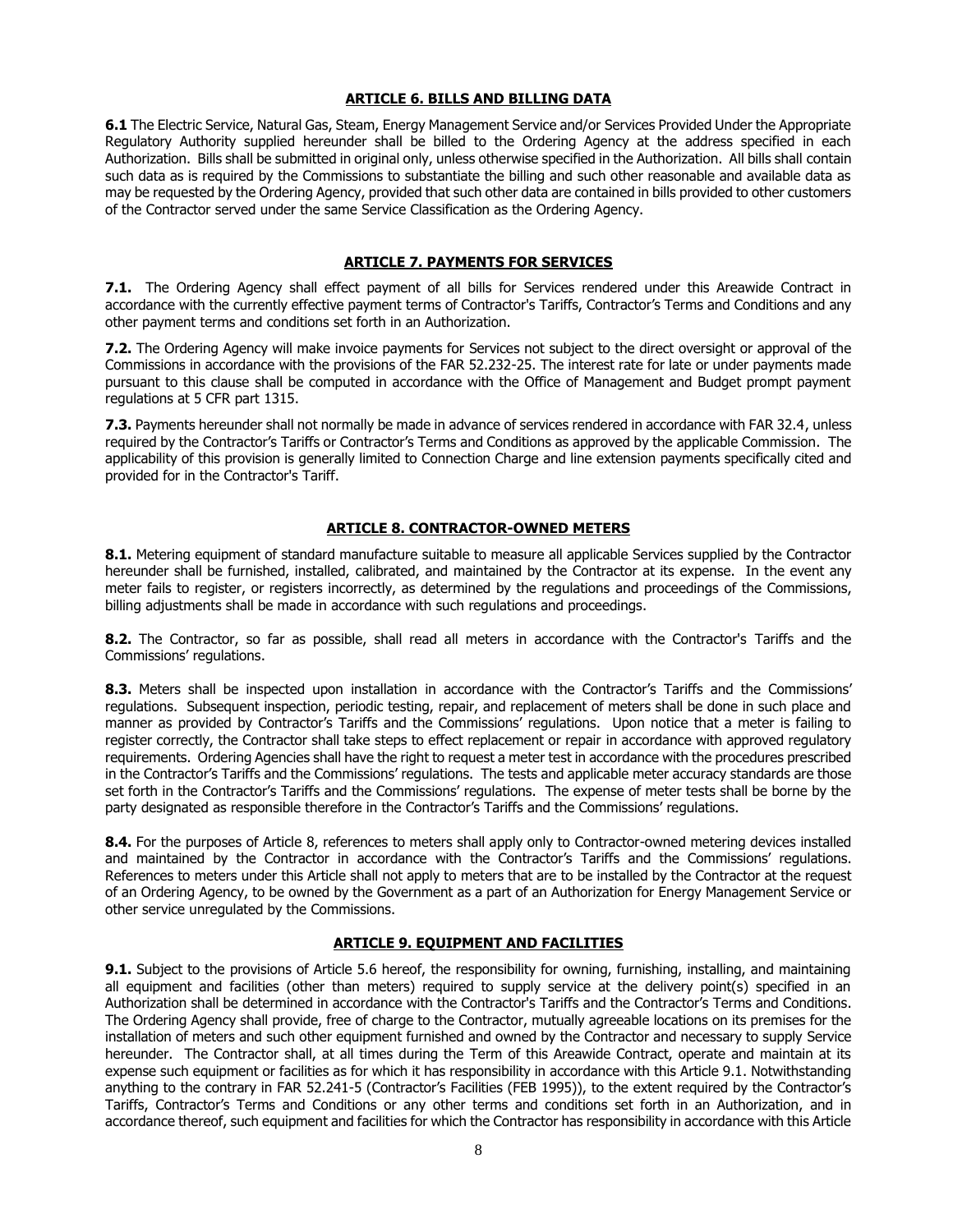## ARTICLE 6. BILLS AND BILLING DATA

**6.1** The Electric Service, Natural Gas, Steam, Energy Management Service and/or Services Provided Under the Appropriate Regulatory Authority supplied hereunder shall be billed to the Ordering Agency at the address specified in each Authorization. Bills shall be submitted in original only, unless otherwise specified in the Authorization. All bills shall contain such data as is required by the Commissions to substantiate the billing and such other reasonable and available data as may be requested by the Ordering Agency, provided that such other data are contained in bills provided to other customers of the Contractor served under the same Service Classification as the Ordering Agency.

## ARTICLE 7. PAYMENTS FOR SERVICES

**7.1.** The Ordering Agency shall effect payment of all bills for Services rendered under this Areawide Contract in accordance with the currently effective payment terms of Contractor's Tariffs, Contractor's Terms and Conditions and any other payment terms and conditions set forth in an Authorization.

**7.2.** The Ordering Agency will make invoice payments for Services not subject to the direct oversight or approval of the Commissions in accordance with the provisions of the FAR 52.232-25. The interest rate for late or under payments made pursuant to this clause shall be computed in accordance with the Office of Management and Budget prompt payment regulations at 5 CFR part 1315.

**7.3.** Payments hereunder shall not normally be made in advance of services rendered in accordance with FAR 32.4, unless required by the Contractor's Tariffs or Contractor's Terms and Conditions as approved by the applicable Commission. The applicability of this provision is generally limited to Connection Charge and line extension payments specifically cited and provided for in the Contractor's Tariff.

## ARTICLE 8. CONTRACTOR-OWNED METERS

**8.1.** Metering equipment of standard manufacture suitable to measure all applicable Services supplied by the Contractor hereunder shall be furnished, installed, calibrated, and maintained by the Contractor at its expense. In the event any meter fails to register, or registers incorrectly, as determined by the regulations and proceedings of the Commissions, billing adjustments shall be made in accordance with such regulations and proceedings.

**8.2.** The Contractor, so far as possible, shall read all meters in accordance with the Contractor's Tariffs and the Commissions' regulations.

**8.3.** Meters shall be inspected upon installation in accordance with the Contractor's Tariffs and the Commissions' regulations. Subsequent inspection, periodic testing, repair, and replacement of meters shall be done in such place and manner as provided by Contractor's Tariffs and the Commissions' regulations. Upon notice that a meter is failing to register correctly, the Contractor shall take steps to effect replacement or repair in accordance with approved regulatory requirements. Ordering Agencies shall have the right to request a meter test in accordance with the procedures prescribed in the Contractor's Tariffs and the Commissions' regulations. The tests and applicable meter accuracy standards are those set forth in the Contractor's Tariffs and the Commissions' regulations. The expense of meter tests shall be borne by the party designated as responsible therefore in the Contractor's Tariffs and the Commissions' regulations.

**8.4.** For the purposes of Article 8, references to meters shall apply only to Contractor-owned metering devices installed and maintained by the Contractor in accordance with the Contractor's Tariffs and the Commissions' regulations. References to meters under this Article shall not apply to meters that are to be installed by the Contractor at the request of an Ordering Agency, to be owned by the Government as a part of an Authorization for Energy Management Service or other service unregulated by the Commissions.

## ARTICLE 9. EQUIPMENT AND FACILITIES

**9.1.** Subject to the provisions of Article 5.6 hereof, the responsibility for owning, furnishing, installing, and maintaining all equipment and facilities (other than meters) required to supply service at the delivery point(s) specified in an Authorization shall be determined in accordance with the Contractor's Tariffs and the Contractor's Terms and Conditions. The Ordering Agency shall provide, free of charge to the Contractor, mutually agreeable locations on its premises for the installation of meters and such other equipment furnished and owned by the Contractor and necessary to supply Service hereunder. The Contractor shall, at all times during the Term of this Areawide Contract, operate and maintain at its expense such equipment or facilities as for which it has responsibility in accordance with this Article 9.1. Notwithstanding anything to the contrary in FAR 52.241-5 (Contractor's Facilities (FEB 1995)), to the extent required by the Contractor's Tariffs, Contractor's Terms and Conditions or any other terms and conditions set forth in an Authorization, and in accordance thereof, such equipment and facilities for which the Contractor has responsibility in accordance with this Article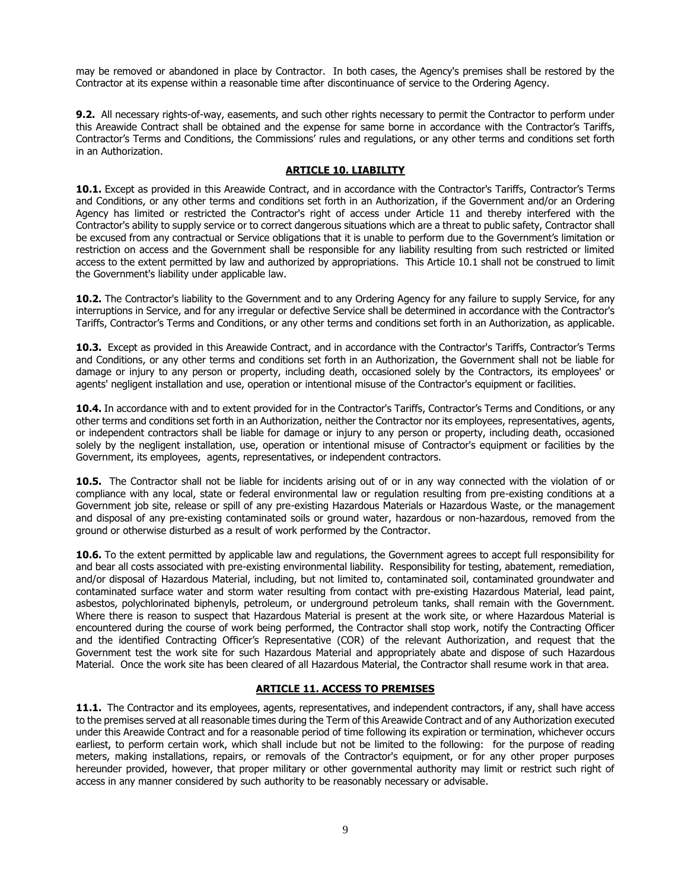may be removed or abandoned in place by Contractor. In both cases, the Agency's premises shall be restored by the Contractor at its expense within a reasonable time after discontinuance of service to the Ordering Agency.

**9.2.** All necessary rights-of-way, easements, and such other rights necessary to permit the Contractor to perform under this Areawide Contract shall be obtained and the expense for same borne in accordance with the Contractor's Tariffs, Contractor's Terms and Conditions, the Commissions' rules and regulations, or any other terms and conditions set forth in an Authorization.

## ARTICLE 10. LIABILITY

**10.1.** Except as provided in this Areawide Contract, and in accordance with the Contractor's Tariffs, Contractor's Terms and Conditions, or any other terms and conditions set forth in an Authorization, if the Government and/or an Ordering Agency has limited or restricted the Contractor's right of access under Article 11 and thereby interfered with the Contractor's ability to supply service or to correct dangerous situations which are a threat to public safety, Contractor shall be excused from any contractual or Service obligations that it is unable to perform due to the Government's limitation or restriction on access and the Government shall be responsible for any liability resulting from such restricted or limited access to the extent permitted by law and authorized by appropriations. This Article 10.1 shall not be construed to limit the Government's liability under applicable law.

**10.2.** The Contractor's liability to the Government and to any Ordering Agency for any failure to supply Service, for any interruptions in Service, and for any irregular or defective Service shall be determined in accordance with the Contractor's Tariffs, Contractor's Terms and Conditions, or any other terms and conditions set forth in an Authorization, as applicable.

**10.3.** Except as provided in this Areawide Contract, and in accordance with the Contractor's Tariffs, Contractor's Terms and Conditions, or any other terms and conditions set forth in an Authorization, the Government shall not be liable for damage or injury to any person or property, including death, occasioned solely by the Contractors, its employees' or agents' negligent installation and use, operation or intentional misuse of the Contractor's equipment or facilities.

**10.4.** In accordance with and to extent provided for in the Contractor's Tariffs, Contractor's Terms and Conditions, or any other terms and conditions set forth in an Authorization, neither the Contractor nor its employees, representatives, agents, or independent contractors shall be liable for damage or injury to any person or property, including death, occasioned solely by the negligent installation, use, operation or intentional misuse of Contractor's equipment or facilities by the Government, its employees, agents, representatives, or independent contractors.

**10.5.** The Contractor shall not be liable for incidents arising out of or in any way connected with the violation of or compliance with any local, state or federal environmental law or regulation resulting from pre-existing conditions at a Government job site, release or spill of any pre-existing Hazardous Materials or Hazardous Waste, or the management and disposal of any pre-existing contaminated soils or ground water, hazardous or non-hazardous, removed from the ground or otherwise disturbed as a result of work performed by the Contractor.

**10.6.** To the extent permitted by applicable law and regulations, the Government agrees to accept full responsibility for and bear all costs associated with pre-existing environmental liability. Responsibility for testing, abatement, remediation, and/or disposal of Hazardous Material, including, but not limited to, contaminated soil, contaminated groundwater and contaminated surface water and storm water resulting from contact with pre-existing Hazardous Material, lead paint, asbestos, polychlorinated biphenyls, petroleum, or underground petroleum tanks, shall remain with the Government. Where there is reason to suspect that Hazardous Material is present at the work site, or where Hazardous Material is encountered during the course of work being performed, the Contractor shall stop work, notify the Contracting Officer and the identified Contracting Officer's Representative (COR) of the relevant Authorization, and request that the Government test the work site for such Hazardous Material and appropriately abate and dispose of such Hazardous Material. Once the work site has been cleared of all Hazardous Material, the Contractor shall resume work in that area.

## ARTICLE 11. ACCESS TO PREMISES

**11.1.** The Contractor and its employees, agents, representatives, and independent contractors, if any, shall have access to the premises served at all reasonable times during the Term of this Areawide Contract and of any Authorization executed under this Areawide Contract and for a reasonable period of time following its expiration or termination, whichever occurs earliest, to perform certain work, which shall include but not be limited to the following: for the purpose of reading meters, making installations, repairs, or removals of the Contractor's equipment, or for any other proper purposes hereunder provided, however, that proper military or other governmental authority may limit or restrict such right of access in any manner considered by such authority to be reasonably necessary or advisable.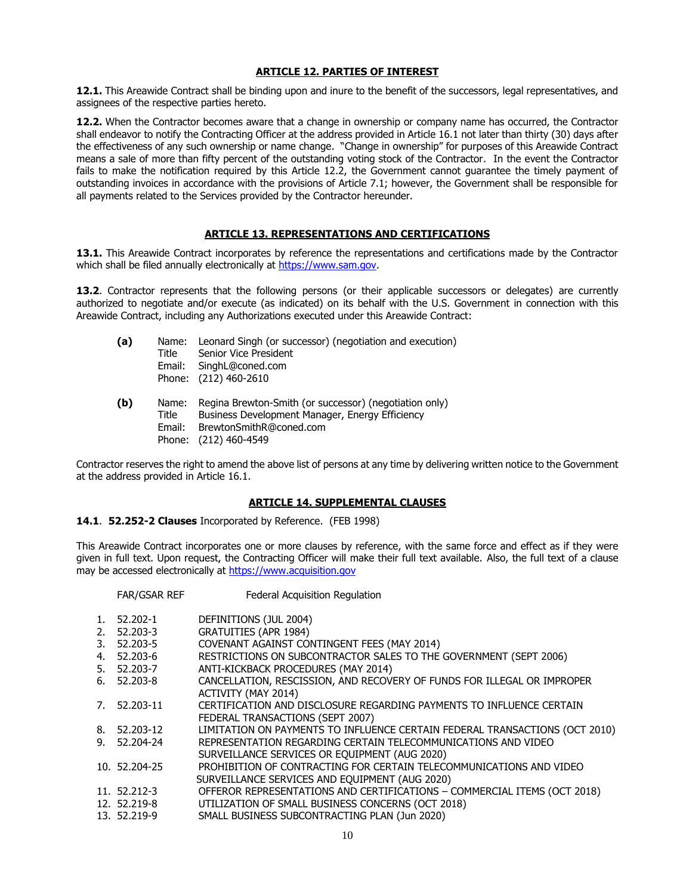## ARTICLE 12. PARTIES OF INTEREST

**12.1.** This Areawide Contract shall be binding upon and inure to the benefit of the successors, legal representatives, and assignees of the respective parties hereto.

**12.2.** When the Contractor becomes aware that a change in ownership or company name has occurred, the Contractor shall endeavor to notify the Contracting Officer at the address provided in Article 16.1 not later than thirty (30) days after the effectiveness of any such ownership or name change. "Change in ownership" for purposes of this Areawide Contract means a sale of more than fifty percent of the outstanding voting stock of the Contractor. In the event the Contractor fails to make the notification required by this Article 12.2, the Government cannot guarantee the timely payment of outstanding invoices in accordance with the provisions of Article 7.1; however, the Government shall be responsible for all payments related to the Services provided by the Contractor hereunder.

## ARTICLE 13. REPRESENTATIONS AND CERTIFICATIONS

**13.1.** This Areawide Contract incorporates by reference the representations and certifications made by the Contractor which shall be filed annually electronically at https://www.sam.gov.

**13.2**. Contractor represents that the following persons (or their applicable successors or delegates) are currently authorized to negotiate and/or execute (as indicated) on its behalf with the U.S. Government in connection with this Areawide Contract, including any Authorizations executed under this Areawide Contract:

**(a)** Name: Leonard Singh (or successor) (negotiation and execution)
Title Senior Vice President
Email: SinghL@coned.com
Phone: (212) 460-2610

**(b)** Name: Regina Brewton-Smith (or successor) (negotiation only)
Title Business Development Manager, Energy Efficiency
Email: BrewtonSmithR@coned.com
Phone: (212) 460-4549

Contractor reserves the right to amend the above list of persons at any time by delivering written notice to the Government at the address provided in Article 16.1.

## ARTICLE 14. SUPPLEMENTAL CLAUSES

**14.1**. **52.252-2 Clauses** Incorporated by Reference. (FEB 1998)

This Areawide Contract incorporates one or more clauses by reference, with the same force and effect as if they were given in full text. Upon request, the Contracting Officer will make their full text available. Also, the full text of a clause may be accessed electronically at https://www.acquisition.gov

| FAR/GSAR REF | Federal Acquisition Regulation |
|---|---|
| 1. 52.202-1 | DEFINITIONS (JUL 2004) |
| 2. 52.203-3 | GRATUITIES (APR 1984) |
| 3. 52.203-5 | COVENANT AGAINST CONTINGENT FEES (MAY 2014) |
| 4. 52.203-6 | RESTRICTIONS ON SUBCONTRACTOR SALES TO THE GOVERNMENT (SEPT 2006) |
| 5. 52.203-7 | ANTI-KICKBACK PROCEDURES (MAY 2014) |
| 6. 52.203-8 | CANCELLATION, RESCISSION, AND RECOVERY OF FUNDS FOR ILLEGAL OR IMPROPER ACTIVITY (MAY 2014) |
| 7. 52.203-11 | CERTIFICATION AND DISCLOSURE REGARDING PAYMENTS TO INFLUENCE CERTAIN FEDERAL TRANSACTIONS (SEPT 2007) |
| 8. 52.203-12 | LIMITATION ON PAYMENTS TO INFLUENCE CERTAIN FEDERAL TRANSACTIONS (OCT 2010) |
| 9. 52.204-24 | REPRESENTATION REGARDING CERTAIN TELECOMMUNICATIONS AND VIDEO SURVEILLANCE SERVICES OR EQUIPMENT (AUG 2020) |
| 10. 52.204-25 | PROHIBITION OF CONTRACTING FOR CERTAIN TELECOMMUNICATIONS AND VIDEO SURVEILLANCE SERVICES AND EQUIPMENT (AUG 2020) |
| 11. 52.212-3 | OFFEROR REPRESENTATIONS AND CERTIFICATIONS – COMMERCIAL ITEMS (OCT 2018) |
| 12. 52.219-8 | UTILIZATION OF SMALL BUSINESS CONCERNS (OCT 2018) |
| 13. 52.219-9 | SMALL BUSINESS SUBCONTRACTING PLAN (Jun 2020) |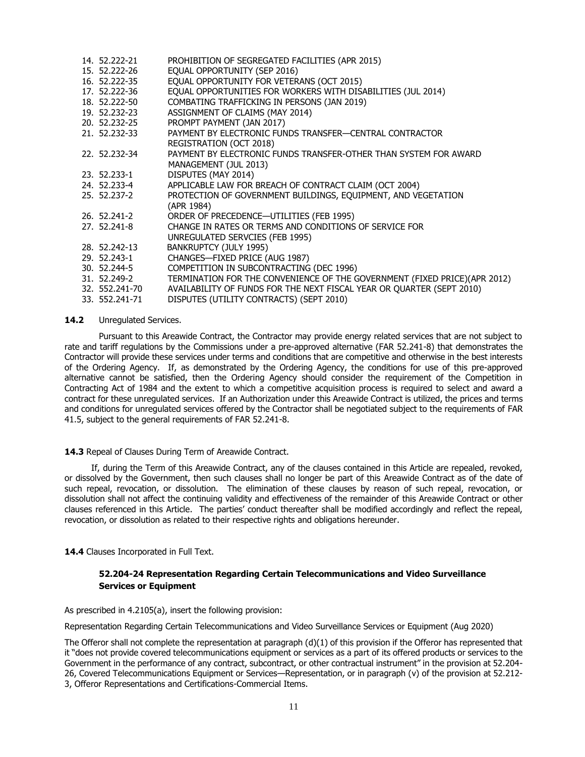14. 52.222-21 PROHIBITION OF SEGREGATED FACILITIES (APR 2015)
15. 52.222-26 EQUAL OPPORTUNITY (SEP 2016)
16. 52.222-35 EQUAL OPPORTUNITY FOR VETERANS (OCT 2015)
17. 52.222-36 EQUAL OPPORTUNITIES FOR WORKERS WITH DISABILITIES (JUL 2014)
18. 52.222-50 COMBATING TRAFFICKING IN PERSONS (JAN 2019)
19. 52.232-23 ASSIGNMENT OF CLAIMS (MAY 2014)
20. 52.232-25 PROMPT PAYMENT (JAN 2017)
21. 52.232-33 PAYMENT BY ELECTRONIC FUNDS TRANSFER—CENTRAL CONTRACTOR REGISTRATION (OCT 2018)
22. 52.232-34 PAYMENT BY ELECTRONIC FUNDS TRANSFER-OTHER THAN SYSTEM FOR AWARD MANAGEMENT (JUL 2013)
23. 52.233-1 DISPUTES (MAY 2014)
24. 52.233-4 APPLICABLE LAW FOR BREACH OF CONTRACT CLAIM (OCT 2004)
25. 52.237-2 PROTECTION OF GOVERNMENT BUILDINGS, EQUIPMENT, AND VEGETATION (APR 1984)
26. 52.241-2 ORDER OF PRECEDENCE—UTILITIES (FEB 1995)
27. 52.241-8 CHANGE IN RATES OR TERMS AND CONDITIONS OF SERVICE FOR UNREGULATED SERVCIES (FEB 1995)
28. 52.242-13 BANKRUPTCY (JULY 1995)
29. 52.243-1 CHANGES—FIXED PRICE (AUG 1987)
30. 52.244-5 COMPETITION IN SUBCONTRACTING (DEC 1996)
31. 52.249-2 TERMINATION FOR THE CONVENIENCE OF THE GOVERNMENT (FIXED PRICE)(APR 2012)
32. 552.241-70 AVAILABILITY OF FUNDS FOR THE NEXT FISCAL YEAR OR QUARTER (SEPT 2010)
33. 552.241-71 DISPUTES (UTILITY CONTRACTS) (SEPT 2010)

**14.2** Unregulated Services.

Pursuant to this Areawide Contract, the Contractor may provide energy related services that are not subject to rate and tariff regulations by the Commissions under a pre-approved alternative (FAR 52.241-8) that demonstrates the Contractor will provide these services under terms and conditions that are competitive and otherwise in the best interests of the Ordering Agency. If, as demonstrated by the Ordering Agency, the conditions for use of this pre-approved alternative cannot be satisfied, then the Ordering Agency should consider the requirement of the Competition in Contracting Act of 1984 and the extent to which a competitive acquisition process is required to select and award a contract for these unregulated services. If an Authorization under this Areawide Contract is utilized, the prices and terms and conditions for unregulated services offered by the Contractor shall be negotiated subject to the requirements of FAR 41.5, subject to the general requirements of FAR 52.241-8.

**14.3** Repeal of Clauses During Term of Areawide Contract.

If, during the Term of this Areawide Contract, any of the clauses contained in this Article are repealed, revoked, or dissolved by the Government, then such clauses shall no longer be part of this Areawide Contract as of the date of such repeal, revocation, or dissolution. The elimination of these clauses by reason of such repeal, revocation, or dissolution shall not affect the continuing validity and effectiveness of the remainder of this Areawide Contract or other clauses referenced in this Article. The parties' conduct thereafter shall be modified accordingly and reflect the repeal, revocation, or dissolution as related to their respective rights and obligations hereunder.

**14.4** Clauses Incorporated in Full Text.

**52.204-24 Representation Regarding Certain Telecommunications and Video Surveillance Services or Equipment**

As prescribed in 4.2105(a), insert the following provision:

Representation Regarding Certain Telecommunications and Video Surveillance Services or Equipment (Aug 2020)

The Offeror shall not complete the representation at paragraph (d)(1) of this provision if the Offeror has represented that it "does not provide covered telecommunications equipment or services as a part of its offered products or services to the Government in the performance of any contract, subcontract, or other contractual instrument" in the provision at 52.204-26, Covered Telecommunications Equipment or Services—Representation, or in paragraph (v) of the provision at 52.212-3, Offeror Representations and Certifications-Commercial Items.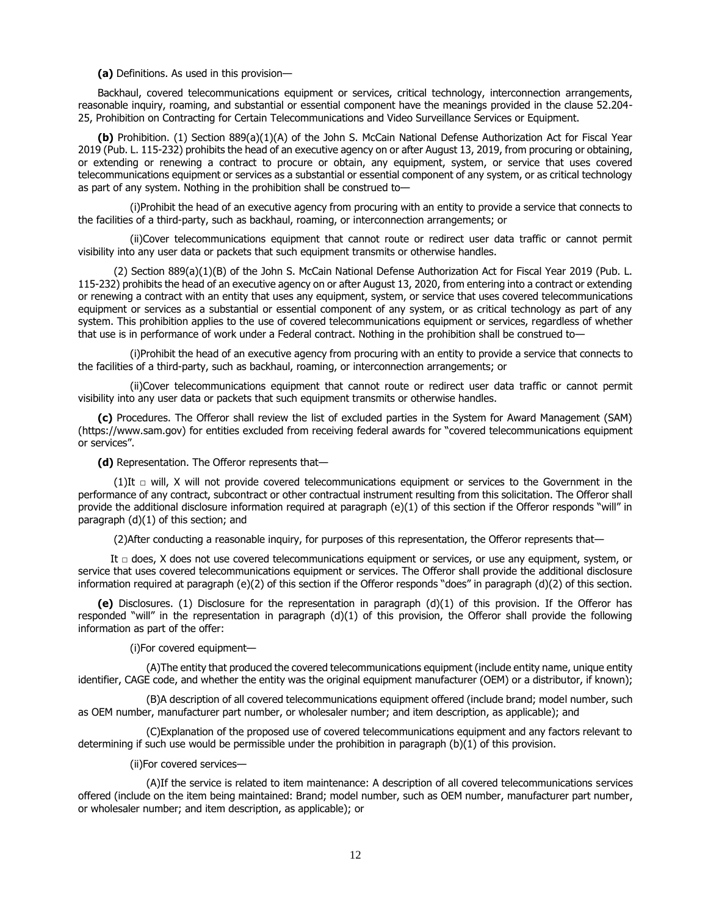**(a)** Definitions. As used in this provision—

Backhaul, covered telecommunications equipment or services, critical technology, interconnection arrangements, reasonable inquiry, roaming, and substantial or essential component have the meanings provided in the clause 52.204-25, Prohibition on Contracting for Certain Telecommunications and Video Surveillance Services or Equipment.

**(b)** Prohibition. (1) Section 889(a)(1)(A) of the John S. McCain National Defense Authorization Act for Fiscal Year 2019 (Pub. L. 115-232) prohibits the head of an executive agency on or after August 13, 2019, from procuring or obtaining, or extending or renewing a contract to procure or obtain, any equipment, system, or service that uses covered telecommunications equipment or services as a substantial or essential component of any system, or as critical technology as part of any system. Nothing in the prohibition shall be construed to—

(i)Prohibit the head of an executive agency from procuring with an entity to provide a service that connects to the facilities of a third-party, such as backhaul, roaming, or interconnection arrangements; or

(ii)Cover telecommunications equipment that cannot route or redirect user data traffic or cannot permit visibility into any user data or packets that such equipment transmits or otherwise handles.

(2) Section 889(a)(1)(B) of the John S. McCain National Defense Authorization Act for Fiscal Year 2019 (Pub. L. 115-232) prohibits the head of an executive agency on or after August 13, 2020, from entering into a contract or extending or renewing a contract with an entity that uses any equipment, system, or service that uses covered telecommunications equipment or services as a substantial or essential component of any system, or as critical technology as part of any system. This prohibition applies to the use of covered telecommunications equipment or services, regardless of whether that use is in performance of work under a Federal contract. Nothing in the prohibition shall be construed to—

(i)Prohibit the head of an executive agency from procuring with an entity to provide a service that connects to the facilities of a third-party, such as backhaul, roaming, or interconnection arrangements; or

(ii)Cover telecommunications equipment that cannot route or redirect user data traffic or cannot permit visibility into any user data or packets that such equipment transmits or otherwise handles.

**(c)** Procedures. The Offeror shall review the list of excluded parties in the System for Award Management (SAM) (https://www.sam.gov) for entities excluded from receiving federal awards for "covered telecommunications equipment or services".

**(d)** Representation. The Offeror represents that—

(1)It □ will, X will not provide covered telecommunications equipment or services to the Government in the performance of any contract, subcontract or other contractual instrument resulting from this solicitation. The Offeror shall provide the additional disclosure information required at paragraph (e)(1) of this section if the Offeror responds "will" in paragraph (d)(1) of this section; and

(2)After conducting a reasonable inquiry, for purposes of this representation, the Offeror represents that—

It □ does, X does not use covered telecommunications equipment or services, or use any equipment, system, or service that uses covered telecommunications equipment or services. The Offeror shall provide the additional disclosure information required at paragraph (e)(2) of this section if the Offeror responds "does" in paragraph (d)(2) of this section.

**(e)** Disclosures. (1) Disclosure for the representation in paragraph (d)(1) of this provision. If the Offeror has responded "will" in the representation in paragraph (d)(1) of this provision, the Offeror shall provide the following information as part of the offer:

(i)For covered equipment—

(A)The entity that produced the covered telecommunications equipment (include entity name, unique entity identifier, CAGE code, and whether the entity was the original equipment manufacturer (OEM) or a distributor, if known);

(B)A description of all covered telecommunications equipment offered (include brand; model number, such as OEM number, manufacturer part number, or wholesaler number; and item description, as applicable); and

(C)Explanation of the proposed use of covered telecommunications equipment and any factors relevant to determining if such use would be permissible under the prohibition in paragraph (b)(1) of this provision.

(ii)For covered services—

(A)If the service is related to item maintenance: A description of all covered telecommunications services offered (include on the item being maintained: Brand; model number, such as OEM number, manufacturer part number, or wholesaler number; and item description, as applicable); or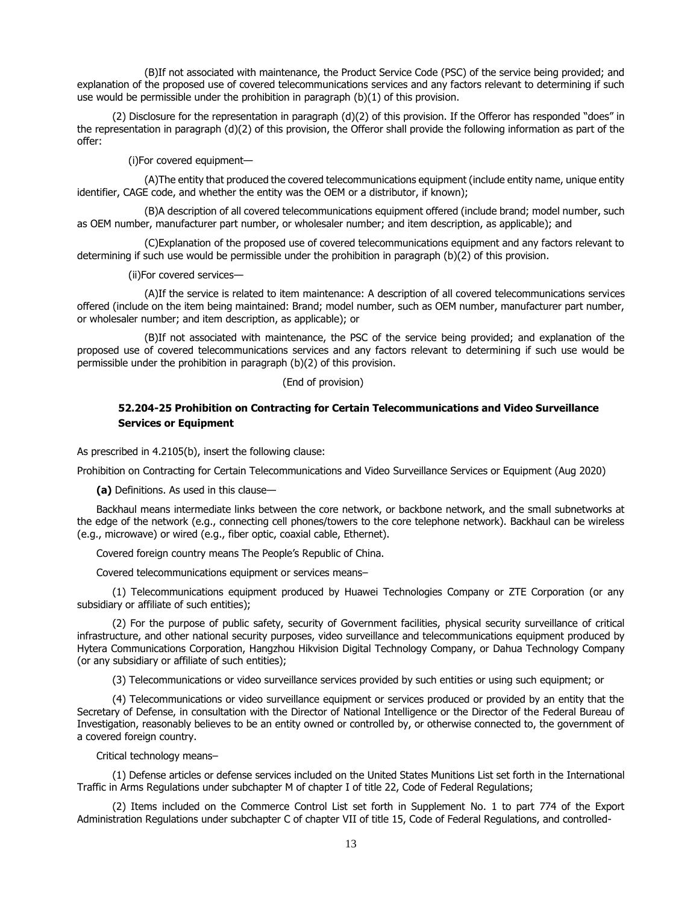(B)If not associated with maintenance, the Product Service Code (PSC) of the service being provided; and explanation of the proposed use of covered telecommunications services and any factors relevant to determining if such use would be permissible under the prohibition in paragraph (b)(1) of this provision.

(2) Disclosure for the representation in paragraph (d)(2) of this provision. If the Offeror has responded "does" in the representation in paragraph (d)(2) of this provision, the Offeror shall provide the following information as part of the offer:

(i)For covered equipment—

(A)The entity that produced the covered telecommunications equipment (include entity name, unique entity identifier, CAGE code, and whether the entity was the OEM or a distributor, if known);

(B)A description of all covered telecommunications equipment offered (include brand; model number, such as OEM number, manufacturer part number, or wholesaler number; and item description, as applicable); and

(C)Explanation of the proposed use of covered telecommunications equipment and any factors relevant to determining if such use would be permissible under the prohibition in paragraph (b)(2) of this provision.

(ii)For covered services—

(A)If the service is related to item maintenance: A description of all covered telecommunications services offered (include on the item being maintained: Brand; model number, such as OEM number, manufacturer part number, or wholesaler number; and item description, as applicable); or

(B)If not associated with maintenance, the PSC of the service being provided; and explanation of the proposed use of covered telecommunications services and any factors relevant to determining if such use would be permissible under the prohibition in paragraph (b)(2) of this provision.

(End of provision)

### 52.204-25 Prohibition on Contracting for Certain Telecommunications and Video Surveillance Services or Equipment

As prescribed in 4.2105(b), insert the following clause:

Prohibition on Contracting for Certain Telecommunications and Video Surveillance Services or Equipment (Aug 2020)

**(a)** Definitions. As used in this clause—

Backhaul means intermediate links between the core network, or backbone network, and the small subnetworks at the edge of the network (e.g., connecting cell phones/towers to the core telephone network). Backhaul can be wireless (e.g., microwave) or wired (e.g., fiber optic, coaxial cable, Ethernet).

Covered foreign country means The People's Republic of China.

Covered telecommunications equipment or services means–

(1) Telecommunications equipment produced by Huawei Technologies Company or ZTE Corporation (or any subsidiary or affiliate of such entities);

(2) For the purpose of public safety, security of Government facilities, physical security surveillance of critical infrastructure, and other national security purposes, video surveillance and telecommunications equipment produced by Hytera Communications Corporation, Hangzhou Hikvision Digital Technology Company, or Dahua Technology Company (or any subsidiary or affiliate of such entities);

(3) Telecommunications or video surveillance services provided by such entities or using such equipment; or

(4) Telecommunications or video surveillance equipment or services produced or provided by an entity that the Secretary of Defense, in consultation with the Director of National Intelligence or the Director of the Federal Bureau of Investigation, reasonably believes to be an entity owned or controlled by, or otherwise connected to, the government of a covered foreign country.

Critical technology means–

(1) Defense articles or defense services included on the United States Munitions List set forth in the International Traffic in Arms Regulations under subchapter M of chapter I of title 22, Code of Federal Regulations;

(2) Items included on the Commerce Control List set forth in Supplement No. 1 to part 774 of the Export Administration Regulations under subchapter C of chapter VII of title 15, Code of Federal Regulations, and controlled-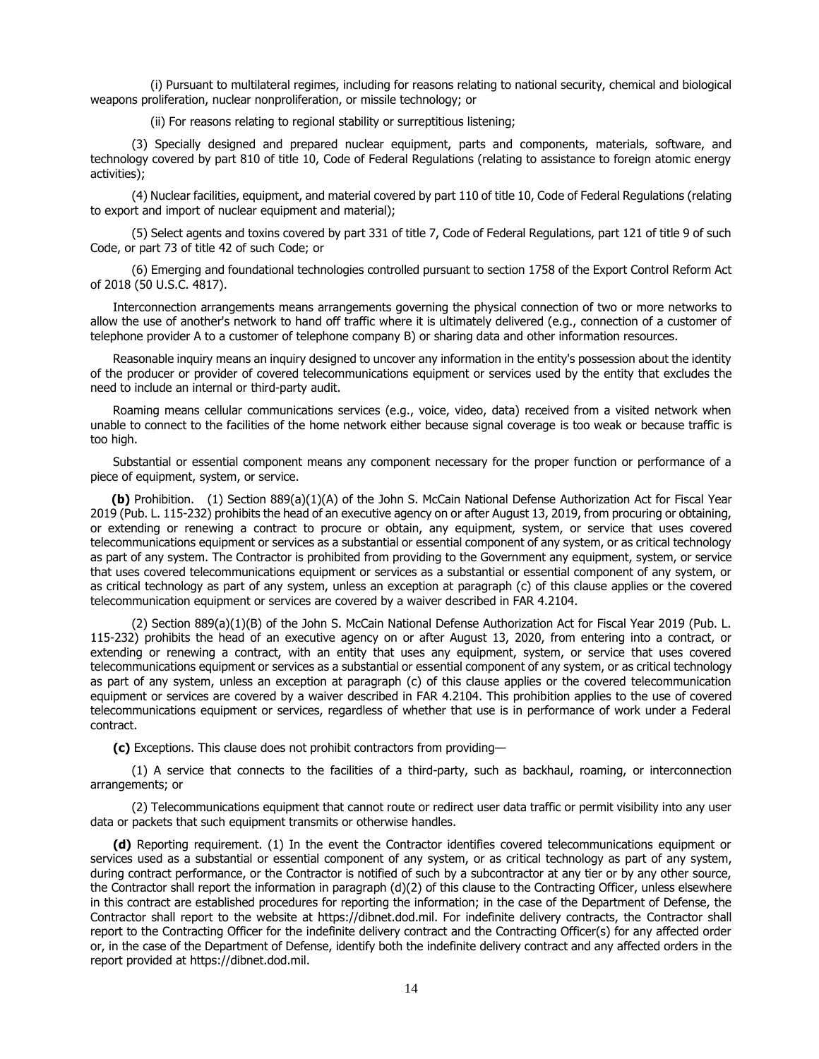(i) Pursuant to multilateral regimes, including for reasons relating to national security, chemical and biological weapons proliferation, nuclear nonproliferation, or missile technology; or

(ii) For reasons relating to regional stability or surreptitious listening;

(3) Specially designed and prepared nuclear equipment, parts and components, materials, software, and technology covered by part 810 of title 10, Code of Federal Regulations (relating to assistance to foreign atomic energy activities);

(4) Nuclear facilities, equipment, and material covered by part 110 of title 10, Code of Federal Regulations (relating to export and import of nuclear equipment and material);

(5) Select agents and toxins covered by part 331 of title 7, Code of Federal Regulations, part 121 of title 9 of such Code, or part 73 of title 42 of such Code; or

(6) Emerging and foundational technologies controlled pursuant to section 1758 of the Export Control Reform Act of 2018 (50 U.S.C. 4817).

Interconnection arrangements means arrangements governing the physical connection of two or more networks to allow the use of another's network to hand off traffic where it is ultimately delivered (e.g., connection of a customer of telephone provider A to a customer of telephone company B) or sharing data and other information resources.

Reasonable inquiry means an inquiry designed to uncover any information in the entity's possession about the identity of the producer or provider of covered telecommunications equipment or services used by the entity that excludes the need to include an internal or third-party audit.

Roaming means cellular communications services (e.g., voice, video, data) received from a visited network when unable to connect to the facilities of the home network either because signal coverage is too weak or because traffic is too high.

Substantial or essential component means any component necessary for the proper function or performance of a piece of equipment, system, or service.

**(b)** Prohibition. (1) Section 889(a)(1)(A) of the John S. McCain National Defense Authorization Act for Fiscal Year 2019 (Pub. L. 115-232) prohibits the head of an executive agency on or after August 13, 2019, from procuring or obtaining, or extending or renewing a contract to procure or obtain, any equipment, system, or service that uses covered telecommunications equipment or services as a substantial or essential component of any system, or as critical technology as part of any system. The Contractor is prohibited from providing to the Government any equipment, system, or service that uses covered telecommunications equipment or services as a substantial or essential component of any system, or as critical technology as part of any system, unless an exception at paragraph (c) of this clause applies or the covered telecommunication equipment or services are covered by a waiver described in FAR 4.2104.

(2) Section 889(a)(1)(B) of the John S. McCain National Defense Authorization Act for Fiscal Year 2019 (Pub. L. 115-232) prohibits the head of an executive agency on or after August 13, 2020, from entering into a contract, or extending or renewing a contract, with an entity that uses any equipment, system, or service that uses covered telecommunications equipment or services as a substantial or essential component of any system, or as critical technology as part of any system, unless an exception at paragraph (c) of this clause applies or the covered telecommunication equipment or services are covered by a waiver described in FAR 4.2104. This prohibition applies to the use of covered telecommunications equipment or services, regardless of whether that use is in performance of work under a Federal contract.

**(c)** Exceptions. This clause does not prohibit contractors from providing—

(1) A service that connects to the facilities of a third-party, such as backhaul, roaming, or interconnection arrangements; or

(2) Telecommunications equipment that cannot route or redirect user data traffic or permit visibility into any user data or packets that such equipment transmits or otherwise handles.

**(d)** Reporting requirement. (1) In the event the Contractor identifies covered telecommunications equipment or services used as a substantial or essential component of any system, or as critical technology as part of any system, during contract performance, or the Contractor is notified of such by a subcontractor at any tier or by any other source, the Contractor shall report the information in paragraph (d)(2) of this clause to the Contracting Officer, unless elsewhere in this contract are established procedures for reporting the information; in the case of the Department of Defense, the Contractor shall report to the website at https://dibnet.dod.mil. For indefinite delivery contracts, the Contractor shall report to the Contracting Officer for the indefinite delivery contract and the Contracting Officer(s) for any affected order or, in the case of the Department of Defense, identify both the indefinite delivery contract and any affected orders in the report provided at https://dibnet.dod.mil.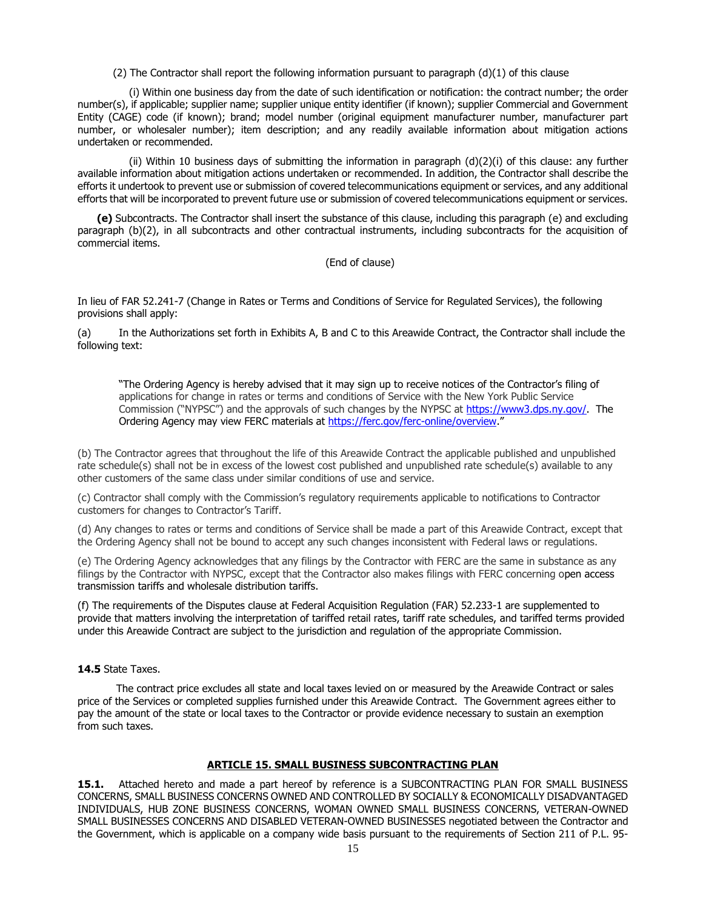(2) The Contractor shall report the following information pursuant to paragraph (d)(1) of this clause

(i) Within one business day from the date of such identification or notification: the contract number; the order number(s), if applicable; supplier name; supplier unique entity identifier (if known); supplier Commercial and Government Entity (CAGE) code (if known); brand; model number (original equipment manufacturer number, manufacturer part number, or wholesaler number); item description; and any readily available information about mitigation actions undertaken or recommended.

(ii) Within 10 business days of submitting the information in paragraph (d)(2)(i) of this clause: any further available information about mitigation actions undertaken or recommended. In addition, the Contractor shall describe the efforts it undertook to prevent use or submission of covered telecommunications equipment or services, and any additional efforts that will be incorporated to prevent future use or submission of covered telecommunications equipment or services.

**(e)** Subcontracts. The Contractor shall insert the substance of this clause, including this paragraph (e) and excluding paragraph (b)(2), in all subcontracts and other contractual instruments, including subcontracts for the acquisition of commercial items.

(End of clause)

In lieu of FAR 52.241-7 (Change in Rates or Terms and Conditions of Service for Regulated Services), the following provisions shall apply:

(a) In the Authorizations set forth in Exhibits A, B and C to this Areawide Contract, the Contractor shall include the following text:

> "The Ordering Agency is hereby advised that it may sign up to receive notices of the Contractor's filing of applications for change in rates or terms and conditions of Service with the New York Public Service Commission ("NYPSC") and the approvals of such changes by the NYPSC at https://www3.dps.ny.gov/. The Ordering Agency may view FERC materials at https://ferc.gov/ferc-online/overview."

(b) The Contractor agrees that throughout the life of this Areawide Contract the applicable published and unpublished rate schedule(s) shall not be in excess of the lowest cost published and unpublished rate schedule(s) available to any other customers of the same class under similar conditions of use and service.

(c) Contractor shall comply with the Commission's regulatory requirements applicable to notifications to Contractor customers for changes to Contractor's Tariff.

(d) Any changes to rates or terms and conditions of Service shall be made a part of this Areawide Contract, except that the Ordering Agency shall not be bound to accept any such changes inconsistent with Federal laws or regulations.

(e) The Ordering Agency acknowledges that any filings by the Contractor with FERC are the same in substance as any filings by the Contractor with NYPSC, except that the Contractor also makes filings with FERC concerning open access transmission tariffs and wholesale distribution tariffs.

(f) The requirements of the Disputes clause at Federal Acquisition Regulation (FAR) 52.233-1 are supplemented to provide that matters involving the interpretation of tariffed retail rates, tariff rate schedules, and tariffed terms provided under this Areawide Contract are subject to the jurisdiction and regulation of the appropriate Commission.

**14.5** State Taxes.

The contract price excludes all state and local taxes levied on or measured by the Areawide Contract or sales price of the Services or completed supplies furnished under this Areawide Contract. The Government agrees either to pay the amount of the state or local taxes to the Contractor or provide evidence necessary to sustain an exemption from such taxes.

## ARTICLE 15. SMALL BUSINESS SUBCONTRACTING PLAN

**15.1.** Attached hereto and made a part hereof by reference is a SUBCONTRACTING PLAN FOR SMALL BUSINESS CONCERNS, SMALL BUSINESS CONCERNS OWNED AND CONTROLLED BY SOCIALLY & ECONOMICALLY DISADVANTAGED INDIVIDUALS, HUB ZONE BUSINESS CONCERNS, WOMAN OWNED SMALL BUSINESS CONCERNS, VETERAN-OWNED SMALL BUSINESSES CONCERNS AND DISABLED VETERAN-OWNED BUSINESSES negotiated between the Contractor and the Government, which is applicable on a company wide basis pursuant to the requirements of Section 211 of P.L. 95-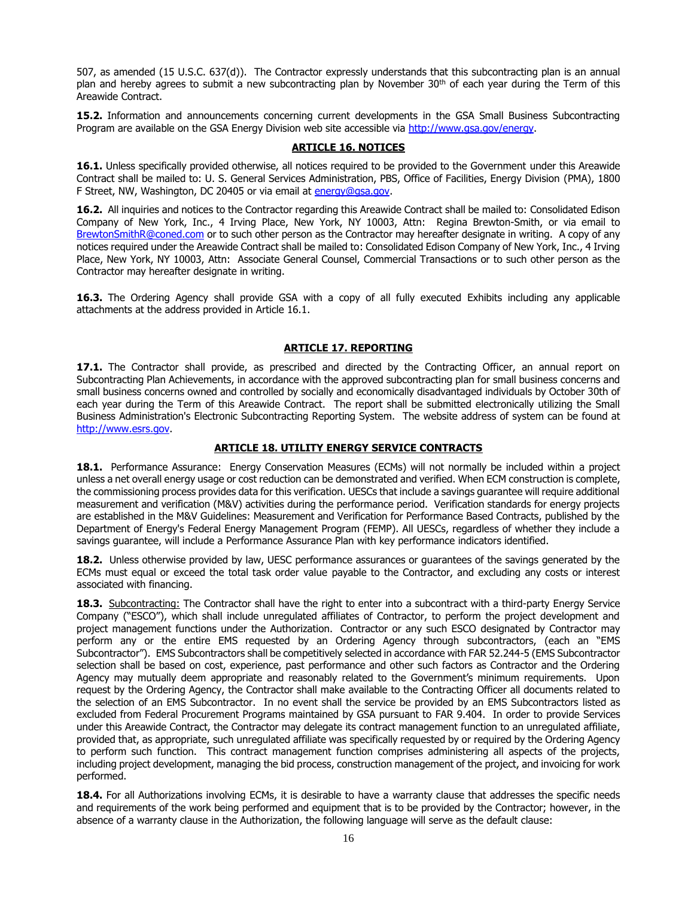507, as amended (15 U.S.C. 637(d)). The Contractor expressly understands that this subcontracting plan is an annual plan and hereby agrees to submit a new subcontracting plan by November 30th of each year during the Term of this Areawide Contract.

**15.2.** Information and announcements concerning current developments in the GSA Small Business Subcontracting Program are available on the GSA Energy Division web site accessible via http://www.gsa.gov/energy.

## ARTICLE 16. NOTICES

**16.1.** Unless specifically provided otherwise, all notices required to be provided to the Government under this Areawide Contract shall be mailed to: U. S. General Services Administration, PBS, Office of Facilities, Energy Division (PMA), 1800 F Street, NW, Washington, DC 20405 or via email at energy@gsa.gov.

**16.2.** All inquiries and notices to the Contractor regarding this Areawide Contract shall be mailed to: Consolidated Edison Company of New York, Inc., 4 Irving Place, New York, NY 10003, Attn: Regina Brewton-Smith, or via email to BrewtonSmithR@coned.com or to such other person as the Contractor may hereafter designate in writing. A copy of any notices required under the Areawide Contract shall be mailed to: Consolidated Edison Company of New York, Inc., 4 Irving Place, New York, NY 10003, Attn: Associate General Counsel, Commercial Transactions or to such other person as the Contractor may hereafter designate in writing.

**16.3.** The Ordering Agency shall provide GSA with a copy of all fully executed Exhibits including any applicable attachments at the address provided in Article 16.1.

## ARTICLE 17. REPORTING

**17.1.** The Contractor shall provide, as prescribed and directed by the Contracting Officer, an annual report on Subcontracting Plan Achievements, in accordance with the approved subcontracting plan for small business concerns and small business concerns owned and controlled by socially and economically disadvantaged individuals by October 30th of each year during the Term of this Areawide Contract. The report shall be submitted electronically utilizing the Small Business Administration's Electronic Subcontracting Reporting System. The website address of system can be found at http://www.esrs.gov.

## ARTICLE 18. UTILITY ENERGY SERVICE CONTRACTS

**18.1.** Performance Assurance: Energy Conservation Measures (ECMs) will not normally be included within a project unless a net overall energy usage or cost reduction can be demonstrated and verified. When ECM construction is complete, the commissioning process provides data for this verification. UESCs that include a savings guarantee will require additional measurement and verification (M&V) activities during the performance period. Verification standards for energy projects are established in the M&V Guidelines: Measurement and Verification for Performance Based Contracts, published by the Department of Energy's Federal Energy Management Program (FEMP). All UESCs, regardless of whether they include a savings guarantee, will include a Performance Assurance Plan with key performance indicators identified.

**18.2.** Unless otherwise provided by law, UESC performance assurances or guarantees of the savings generated by the ECMs must equal or exceed the total task order value payable to the Contractor, and excluding any costs or interest associated with financing.

**18.3.** Subcontracting: The Contractor shall have the right to enter into a subcontract with a third-party Energy Service Company ("ESCO"), which shall include unregulated affiliates of Contractor, to perform the project development and project management functions under the Authorization. Contractor or any such ESCO designated by Contractor may perform any or the entire EMS requested by an Ordering Agency through subcontractors, (each an "EMS Subcontractor"). EMS Subcontractors shall be competitively selected in accordance with FAR 52.244-5 (EMS Subcontractor selection shall be based on cost, experience, past performance and other such factors as Contractor and the Ordering Agency may mutually deem appropriate and reasonably related to the Government's minimum requirements. Upon request by the Ordering Agency, the Contractor shall make available to the Contracting Officer all documents related to the selection of an EMS Subcontractor. In no event shall the service be provided by an EMS Subcontractors listed as excluded from Federal Procurement Programs maintained by GSA pursuant to FAR 9.404. In order to provide Services under this Areawide Contract, the Contractor may delegate its contract management function to an unregulated affiliate, provided that, as appropriate, such unregulated affiliate was specifically requested by or required by the Ordering Agency to perform such function. This contract management function comprises administering all aspects of the projects, including project development, managing the bid process, construction management of the project, and invoicing for work performed.

**18.4.** For all Authorizations involving ECMs, it is desirable to have a warranty clause that addresses the specific needs and requirements of the work being performed and equipment that is to be provided by the Contractor; however, in the absence of a warranty clause in the Authorization, the following language will serve as the default clause: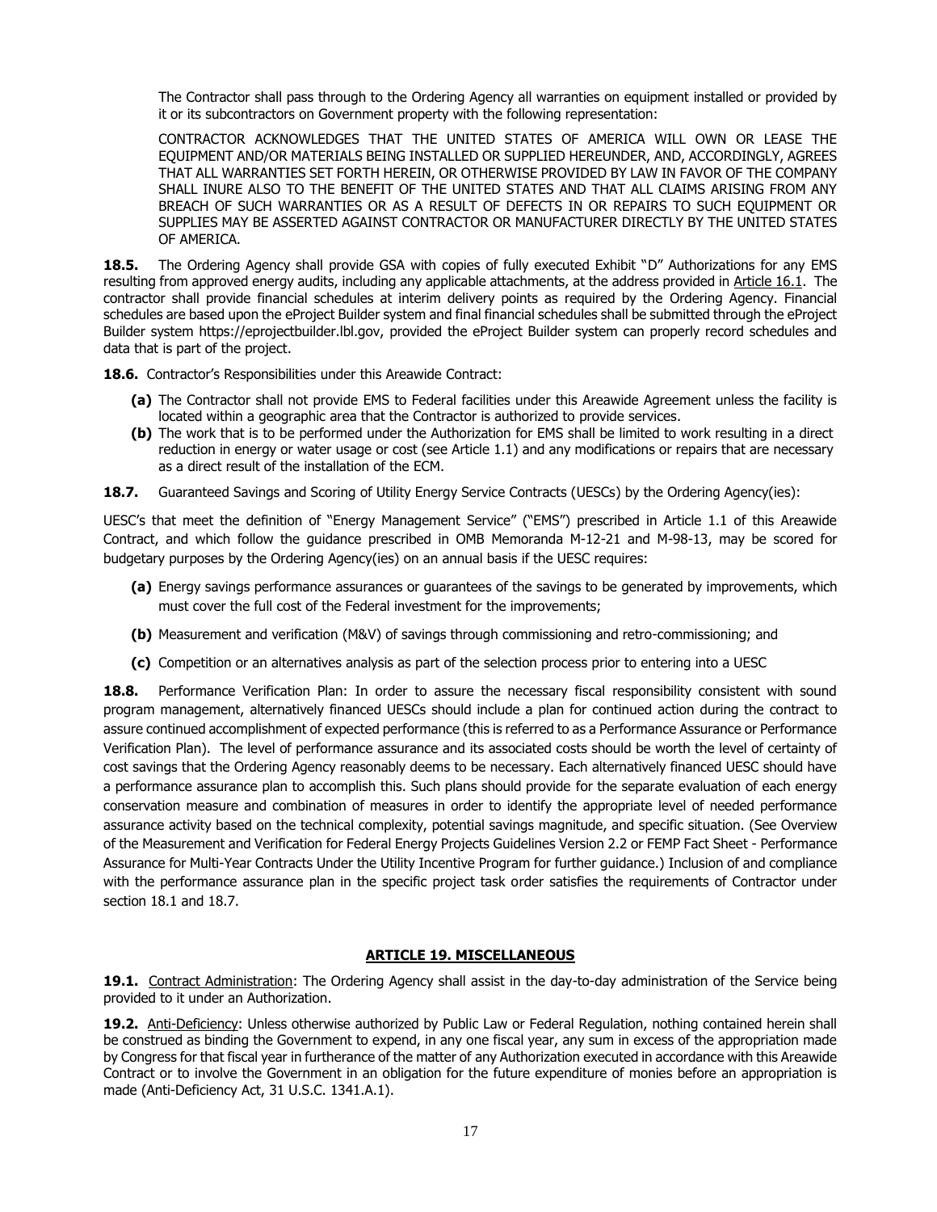The Contractor shall pass through to the Ordering Agency all warranties on equipment installed or provided by it or its subcontractors on Government property with the following representation:

CONTRACTOR ACKNOWLEDGES THAT THE UNITED STATES OF AMERICA WILL OWN OR LEASE THE EQUIPMENT AND/OR MATERIALS BEING INSTALLED OR SUPPLIED HEREUNDER, AND, ACCORDINGLY, AGREES THAT ALL WARRANTIES SET FORTH HEREIN, OR OTHERWISE PROVIDED BY LAW IN FAVOR OF THE COMPANY SHALL INURE ALSO TO THE BENEFIT OF THE UNITED STATES AND THAT ALL CLAIMS ARISING FROM ANY BREACH OF SUCH WARRANTIES OR AS A RESULT OF DEFECTS IN OR REPAIRS TO SUCH EQUIPMENT OR SUPPLIES MAY BE ASSERTED AGAINST CONTRACTOR OR MANUFACTURER DIRECTLY BY THE UNITED STATES OF AMERICA.

**18.5.** The Ordering Agency shall provide GSA with copies of fully executed Exhibit "D" Authorizations for any EMS resulting from approved energy audits, including any applicable attachments, at the address provided in Article 16.1. The contractor shall provide financial schedules at interim delivery points as required by the Ordering Agency. Financial schedules are based upon the eProject Builder system and final financial schedules shall be submitted through the eProject Builder system https://eprojectbuilder.lbl.gov, provided the eProject Builder system can properly record schedules and data that is part of the project.

**18.6.** Contractor's Responsibilities under this Areawide Contract:

**(a)** The Contractor shall not provide EMS to Federal facilities under this Areawide Agreement unless the facility is located within a geographic area that the Contractor is authorized to provide services.

**(b)** The work that is to be performed under the Authorization for EMS shall be limited to work resulting in a direct reduction in energy or water usage or cost (see Article 1.1) and any modifications or repairs that are necessary as a direct result of the installation of the ECM.

**18.7.** Guaranteed Savings and Scoring of Utility Energy Service Contracts (UESCs) by the Ordering Agency(ies):

UESC's that meet the definition of "Energy Management Service" ("EMS") prescribed in Article 1.1 of this Areawide Contract, and which follow the guidance prescribed in OMB Memoranda M-12-21 and M-98-13, may be scored for budgetary purposes by the Ordering Agency(ies) on an annual basis if the UESC requires:

**(a)** Energy savings performance assurances or guarantees of the savings to be generated by improvements, which must cover the full cost of the Federal investment for the improvements;

**(b)** Measurement and verification (M&V) of savings through commissioning and retro-commissioning; and

**(c)** Competition or an alternatives analysis as part of the selection process prior to entering into a UESC

**18.8.** Performance Verification Plan: In order to assure the necessary fiscal responsibility consistent with sound program management, alternatively financed UESCs should include a plan for continued action during the contract to assure continued accomplishment of expected performance (this is referred to as a Performance Assurance or Performance Verification Plan). The level of performance assurance and its associated costs should be worth the level of certainty of cost savings that the Ordering Agency reasonably deems to be necessary. Each alternatively financed UESC should have a performance assurance plan to accomplish this. Such plans should provide for the separate evaluation of each energy conservation measure and combination of measures in order to identify the appropriate level of needed performance assurance activity based on the technical complexity, potential savings magnitude, and specific situation. (See Overview of the Measurement and Verification for Federal Energy Projects Guidelines Version 2.2 or FEMP Fact Sheet - Performance Assurance for Multi-Year Contracts Under the Utility Incentive Program for further guidance.) Inclusion of and compliance with the performance assurance plan in the specific project task order satisfies the requirements of Contractor under section 18.1 and 18.7.

## ARTICLE 19. MISCELLANEOUS

**19.1.** Contract Administration: The Ordering Agency shall assist in the day-to-day administration of the Service being provided to it under an Authorization.

**19.2.** Anti-Deficiency: Unless otherwise authorized by Public Law or Federal Regulation, nothing contained herein shall be construed as binding the Government to expend, in any one fiscal year, any sum in excess of the appropriation made by Congress for that fiscal year in furtherance of the matter of any Authorization executed in accordance with this Areawide Contract or to involve the Government in an obligation for the future expenditure of monies before an appropriation is made (Anti-Deficiency Act, 31 U.S.C. 1341.A.1).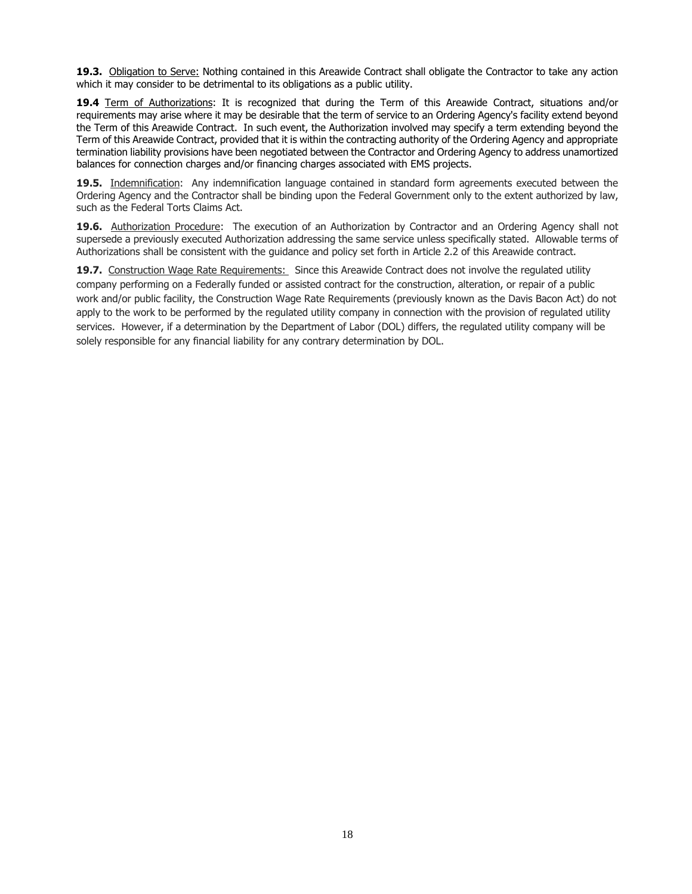**19.3.** Obligation to Serve: Nothing contained in this Areawide Contract shall obligate the Contractor to take any action which it may consider to be detrimental to its obligations as a public utility.

**19.4** Term of Authorizations: It is recognized that during the Term of this Areawide Contract, situations and/or requirements may arise where it may be desirable that the term of service to an Ordering Agency's facility extend beyond the Term of this Areawide Contract. In such event, the Authorization involved may specify a term extending beyond the Term of this Areawide Contract, provided that it is within the contracting authority of the Ordering Agency and appropriate termination liability provisions have been negotiated between the Contractor and Ordering Agency to address unamortized balances for connection charges and/or financing charges associated with EMS projects.

**19.5.** Indemnification: Any indemnification language contained in standard form agreements executed between the Ordering Agency and the Contractor shall be binding upon the Federal Government only to the extent authorized by law, such as the Federal Torts Claims Act.

**19.6.** Authorization Procedure: The execution of an Authorization by Contractor and an Ordering Agency shall not supersede a previously executed Authorization addressing the same service unless specifically stated. Allowable terms of Authorizations shall be consistent with the guidance and policy set forth in Article 2.2 of this Areawide contract.

**19.7.** Construction Wage Rate Requirements: Since this Areawide Contract does not involve the regulated utility company performing on a Federally funded or assisted contract for the construction, alteration, or repair of a public work and/or public facility, the Construction Wage Rate Requirements (previously known as the Davis Bacon Act) do not apply to the work to be performed by the regulated utility company in connection with the provision of regulated utility services. However, if a determination by the Department of Labor (DOL) differs, the regulated utility company will be solely responsible for any financial liability for any contrary determination by DOL.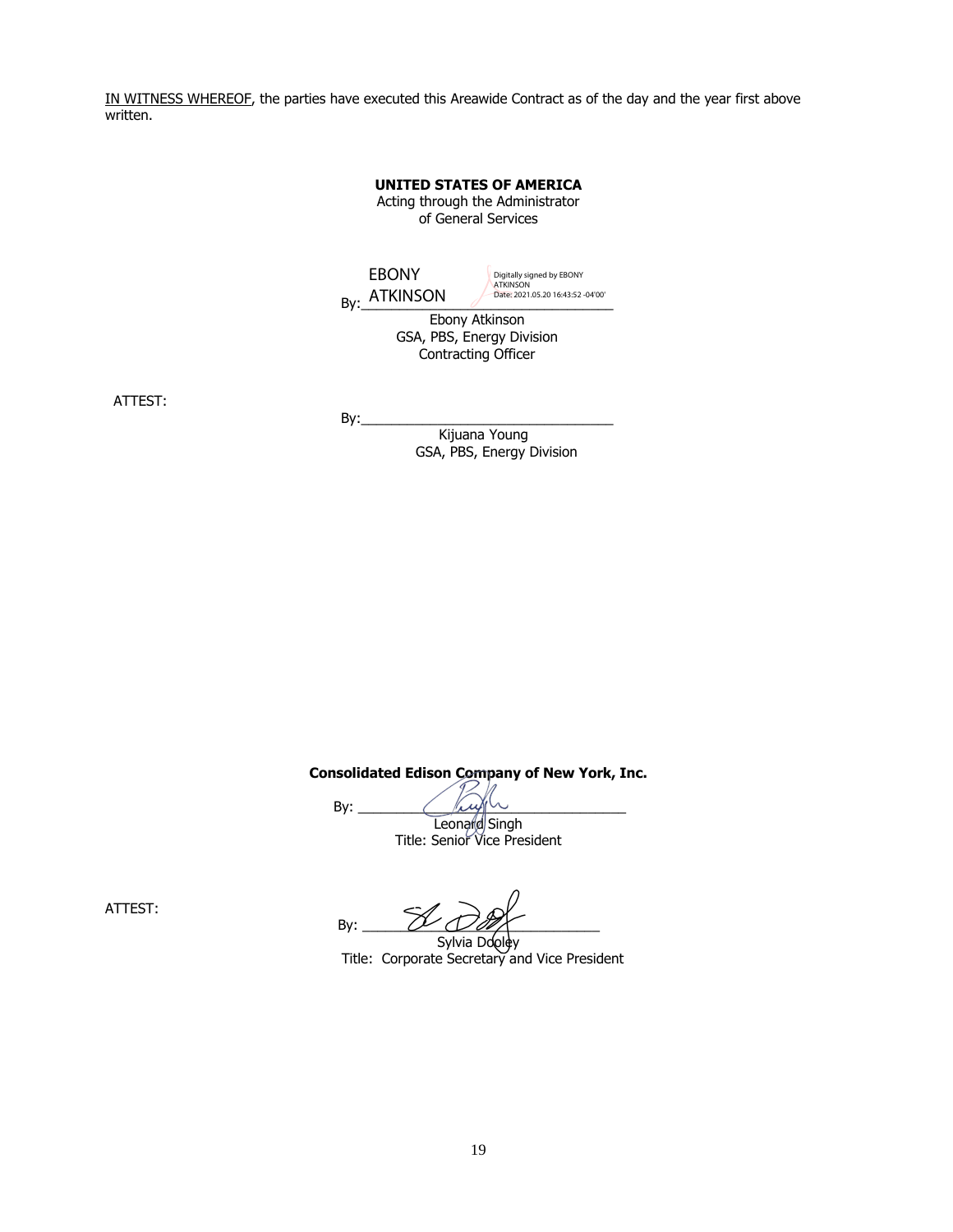<u>IN WITNESS WHEREOF</u>, the parties have executed this Areawide Contract as of the day and the year first above written.

**UNITED STATES OF AMERICA**
Acting through the Administrator
of General Services

By: EBONY ATKINSON (Digitally signed by EBONY ATKINSON Date: 2021.05.20 16:43:52 -04'00')
Ebony Atkinson
GSA, PBS, Energy Division
Contracting Officer

ATTEST:

By:\_\_\_\_\_\_\_\_\_\_\_\_\_\_\_\_\_\_\_\_\_\_\_\_\_\_\_\_\_\_\_\_
Kijuana Young
GSA, PBS, Energy Division

**Consolidated Edison Company of New York, Inc.**

By: \_\_\_\_\_\_\_\_\_\_\_\_\_\_\_\_\_\_\_\_\_\_\_\_\_\_\_\_\_\_\_\_
Leonard Singh
Title: Senior Vice President

ATTEST:

By: \_\_\_\_\_\_\_\_\_\_\_\_\_\_\_\_\_\_\_\_\_\_\_\_\_\_\_\_\_\_\_\_
Sylvia Dooley
Title: Corporate Secretary and Vice President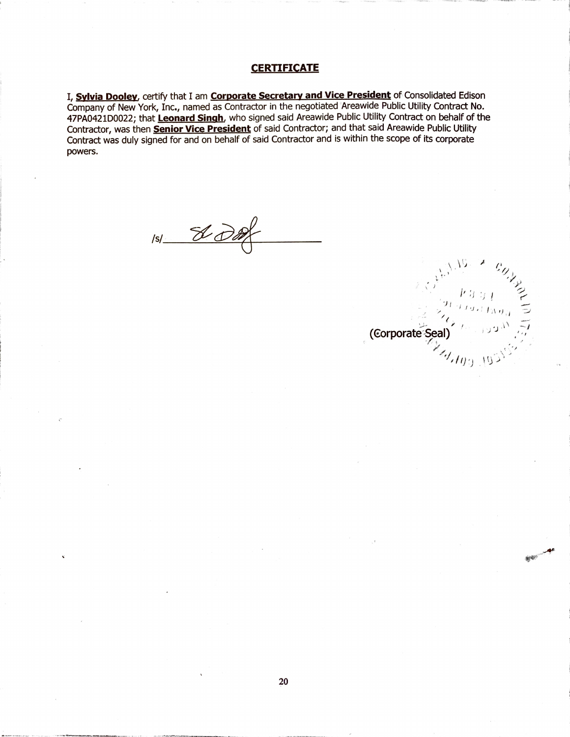## CERTIFICATE

I, **Sylvia Dooley**, certify that I am **Corporate Secretary and Vice President** of Consolidated Edison Company of New York, Inc., named as Contractor in the negotiated Areawide Public Utility Contract No. 47PA0421D0022; that **Leonard Singh**, who signed said Areawide Public Utility Contract on behalf of the Contractor, was then **Senior Vice President** of said Contractor; and that said Areawide Public Utility Contract was duly signed for and on behalf of said Contractor and is within the scope of its corporate powers.

/s/ ____________________

(Corporate Seal)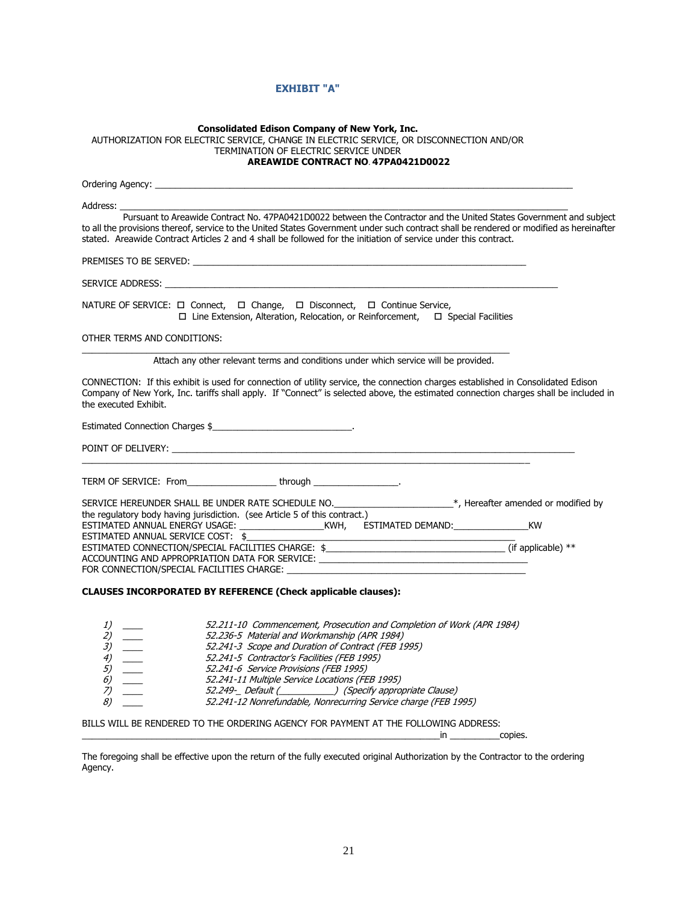## EXHIBIT "A"

**Consolidated Edison Company of New York, Inc.**
AUTHORIZATION FOR ELECTRIC SERVICE, CHANGE IN ELECTRIC SERVICE, OR DISCONNECTION AND/OR TERMINATION OF ELECTRIC SERVICE UNDER
**AREAWIDE CONTRACT NO. 47PA0421D0022**

Ordering Agency: ______________________________________________________________________________

Address: ______________________________________________________________________________

Pursuant to Areawide Contract No. 47PA0421D0022 between the Contractor and the United States Government and subject to all the provisions thereof, service to the United States Government under such contract shall be rendered or modified as hereinafter stated. Areawide Contract Articles 2 and 4 shall be followed for the initiation of service under this contract.

PREMISES TO BE SERVED: ____________________________________________________________

SERVICE ADDRESS: ______________________________________________________________________

NATURE OF SERVICE: ☐ Connect, ☐ Change, ☐ Disconnect, ☐ Continue Service,
☐ Line Extension, Alteration, Relocation, or Reinforcement, ☐ Special Facilities

OTHER TERMS AND CONDITIONS:

______________________________________________________________________________

Attach any other relevant terms and conditions under which service will be provided.

CONNECTION: If this exhibit is used for connection of utility service, the connection charges established in Consolidated Edison Company of New York, Inc. tariffs shall apply. If "Connect" is selected above, the estimated connection charges shall be included in the executed Exhibit.

Estimated Connection Charges $___________________________.

POINT OF DELIVERY: ____________________________________________________________________

______________________________________________________________________________

TERM OF SERVICE: From_________________ through _________________.

SERVICE HEREUNDER SHALL BE UNDER RATE SCHEDULE NO.______________________*, Hereafter amended or modified by the regulatory body having jurisdiction. (see Article 5 of this contract.)
ESTIMATED ANNUAL ENERGY USAGE: ________________KWH, ESTIMATED DEMAND:______________KW
ESTIMATED ANNUAL SERVICE COST: $____________________________________________
ESTIMATED CONNECTION/SPECIAL FACILITIES CHARGE: $________________________________ (if applicable) **
ACCOUNTING AND APPROPRIATION DATA FOR SERVICE: ________________________________________
FOR CONNECTION/SPECIAL FACILITIES CHARGE: ____________________________________________

**CLAUSES INCORPORATED BY REFERENCE (Check applicable clauses):**

1) ____ *52.211-10 Commencement, Prosecution and Completion of Work (APR 1984)*
2) ____ *52.236-5 Material and Workmanship (APR 1984)*
3) ____ *52.241-3 Scope and Duration of Contract (FEB 1995)*
4) ____ *52.241-5 Contractor's Facilities (FEB 1995)*
5) ____ *52.241-6 Service Provisions (FEB 1995)*
6) ____ *52.241-11 Multiple Service Locations (FEB 1995)*
7) ____ *52.249-_ Default (__________) (Specify appropriate Clause)*
8) ____ *52.241-12 Nonrefundable, Nonrecurring Service charge (FEB 1995)*

BILLS WILL BE RENDERED TO THE ORDERING AGENCY FOR PAYMENT AT THE FOLLOWING ADDRESS:
_______________________________________________________________________in __________copies.

The foregoing shall be effective upon the return of the fully executed original Authorization by the Contractor to the ordering Agency.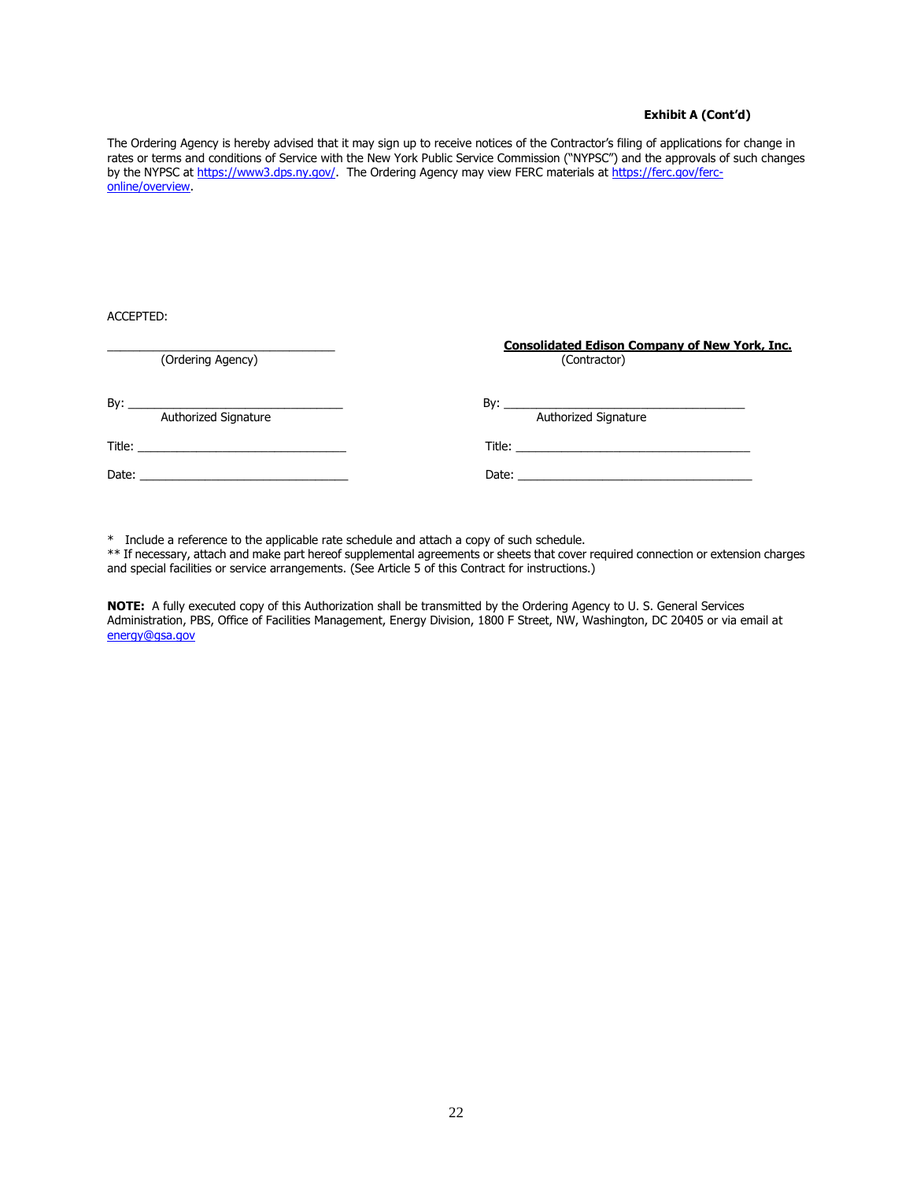**Exhibit A (Cont'd)**

The Ordering Agency is hereby advised that it may sign up to receive notices of the Contractor's filing of applications for change in rates or terms and conditions of Service with the New York Public Service Commission ("NYPSC") and the approvals of such changes by the NYPSC at https://www3.dps.ny.gov/. The Ordering Agency may view FERC materials at https://ferc.gov/ferc-online/overview.

ACCEPTED:

| | |
|---|---|
| ___________________________________ | **Consolidated Edison Company of New York, Inc.** |
| (Ordering Agency) | (Contractor) |
| By: ________________________________ | By: ________________________________ |
| Authorized Signature | Authorized Signature |
| Title: ______________________________ | Title: ______________________________ |
| Date: ______________________________ | Date: ______________________________ |

\* Include a reference to the applicable rate schedule and attach a copy of such schedule.
\*\* If necessary, attach and make part hereof supplemental agreements or sheets that cover required connection or extension charges and special facilities or service arrangements. (See Article 5 of this Contract for instructions.)

**NOTE:** A fully executed copy of this Authorization shall be transmitted by the Ordering Agency to U. S. General Services Administration, PBS, Office of Facilities Management, Energy Division, 1800 F Street, NW, Washington, DC 20405 or via email at energy@gsa.gov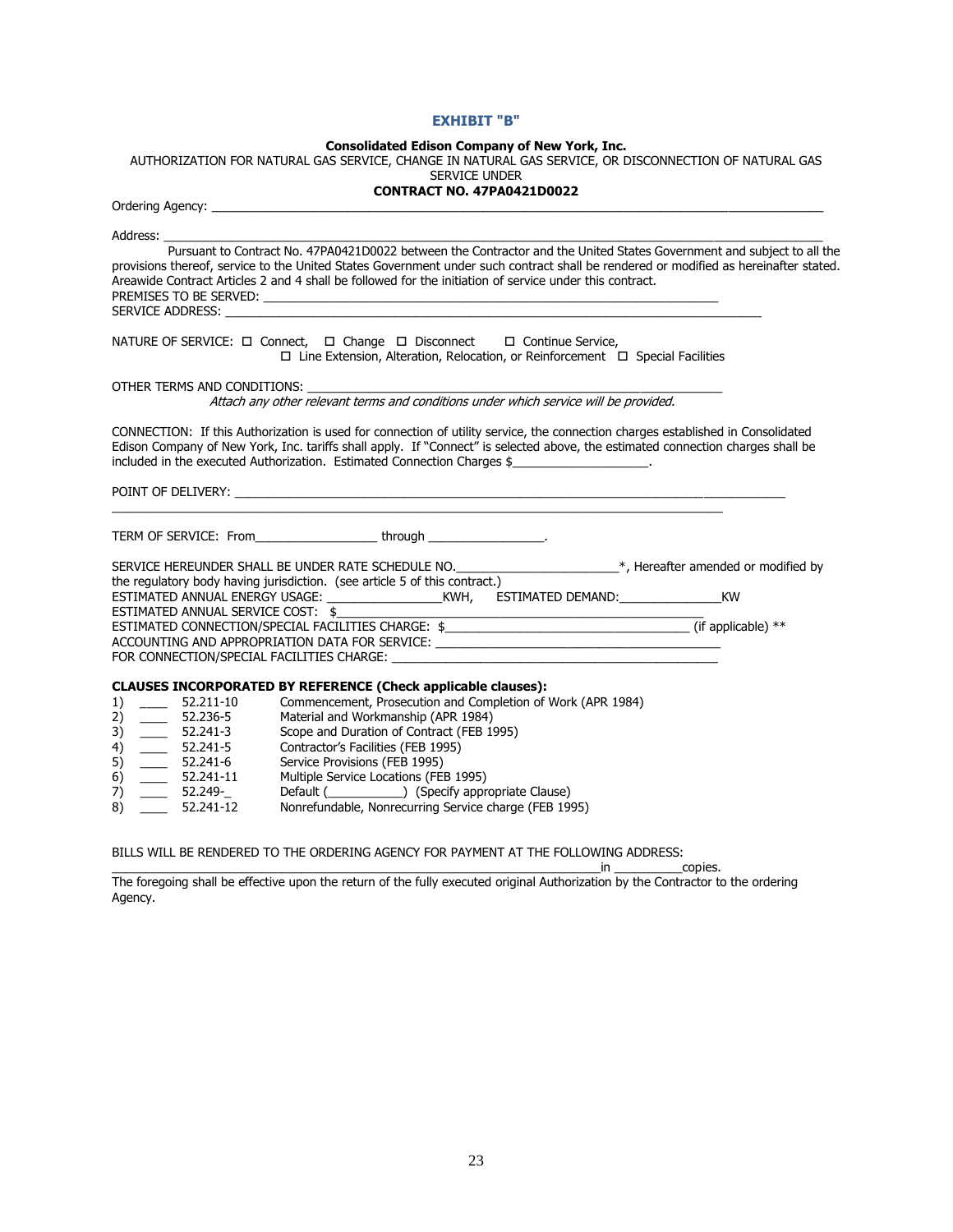# EXHIBIT "B"

**Consolidated Edison Company of New York, Inc.**
AUTHORIZATION FOR NATURAL GAS SERVICE, CHANGE IN NATURAL GAS SERVICE, OR DISCONNECTION OF NATURAL GAS SERVICE UNDER
**CONTRACT NO. 47PA0421D0022**

Ordering Agency: ______________________________________________________________________________

Address: ______________________________________________________________________________

Pursuant to Contract No. 47PA0421D0022 between the Contractor and the United States Government and subject to all the provisions thereof, service to the United States Government under such contract shall be rendered or modified as hereinafter stated. Areawide Contract Articles 2 and 4 shall be followed for the initiation of service under this contract.
PREMISES TO BE SERVED: ______________________________________________________________
SERVICE ADDRESS: ____________________________________________________________________

NATURE OF SERVICE: ☐ Connect, ☐ Change ☐ Disconnect ☐ Continue Service,
☐ Line Extension, Alteration, Relocation, or Reinforcement ☐ Special Facilities

OTHER TERMS AND CONDITIONS: ______________________________________________________
*Attach any other relevant terms and conditions under which service will be provided.*

CONNECTION: If this Authorization is used for connection of utility service, the connection charges established in Consolidated Edison Company of New York, Inc. tariffs shall apply. If "Connect" is selected above, the estimated connection charges shall be included in the executed Authorization. Estimated Connection Charges $___________________.

POINT OF DELIVERY: ______________________________________________________________________________
______________________________________________________________________________

TERM OF SERVICE: From_________________ through _________________.

SERVICE HEREUNDER SHALL BE UNDER RATE SCHEDULE NO.______________________*, Hereafter amended or modified by the regulatory body having jurisdiction. (see article 5 of this contract.)
ESTIMATED ANNUAL ENERGY USAGE: ________________KWH, ESTIMATED DEMAND:______________KW
ESTIMATED ANNUAL SERVICE COST: $__________________________________________________
ESTIMATED CONNECTION/SPECIAL FACILITIES CHARGE: $_________________________________ (if applicable) **
ACCOUNTING AND APPROPRIATION DATA FOR SERVICE: ________________________________________
FOR CONNECTION/SPECIAL FACILITIES CHARGE: ____________________________________________

**CLAUSES INCORPORATED BY REFERENCE (Check applicable clauses):**

1) ____ 52.211-10 Commencement, Prosecution and Completion of Work (APR 1984)
2) ____ 52.236-5 Material and Workmanship (APR 1984)
3) ____ 52.241-3 Scope and Duration of Contract (FEB 1995)
4) ____ 52.241-5 Contractor's Facilities (FEB 1995)
5) ____ 52.241-6 Service Provisions (FEB 1995)
6) ____ 52.241-11 Multiple Service Locations (FEB 1995)
7) ____ 52.249-_ Default (___________) (Specify appropriate Clause)
8) ____ 52.241-12 Nonrefundable, Nonrecurring Service charge (FEB 1995)

BILLS WILL BE RENDERED TO THE ORDERING AGENCY FOR PAYMENT AT THE FOLLOWING ADDRESS:
________________________________________________________________________in __________copies.
The foregoing shall be effective upon the return of the fully executed original Authorization by the Contractor to the ordering Agency.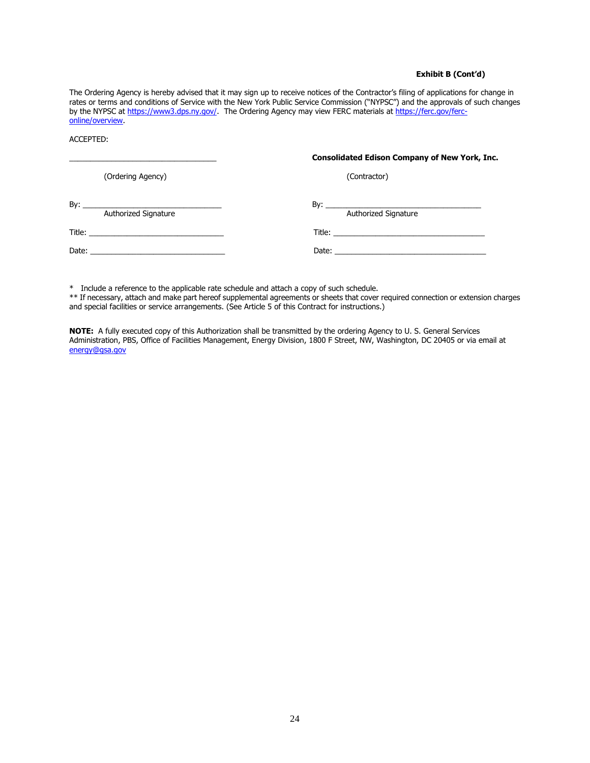**Exhibit B (Cont'd)**

The Ordering Agency is hereby advised that it may sign up to receive notices of the Contractor's filing of applications for change in rates or terms and conditions of Service with the New York Public Service Commission ("NYPSC") and the approvals of such changes by the NYPSC at https://www3.dps.ny.gov/. The Ordering Agency may view FERC materials at https://ferc.gov/ferc-online/overview.

ACCEPTED:

| ___________________________________ | **Consolidated Edison Company of New York, Inc.** |
|---|---|
| (Ordering Agency) | (Contractor) |
| By: ________________________________ Authorized Signature | By: ____________________________________ Authorized Signature |
| Title: ________________________________ | Title: ____________________________________ |
| Date: ________________________________ | Date: ____________________________________ |

* Include a reference to the applicable rate schedule and attach a copy of such schedule.
** If necessary, attach and make part hereof supplemental agreements or sheets that cover required connection or extension charges and special facilities or service arrangements. (See Article 5 of this Contract for instructions.)

**NOTE:** A fully executed copy of this Authorization shall be transmitted by the ordering Agency to U. S. General Services Administration, PBS, Office of Facilities Management, Energy Division, 1800 F Street, NW, Washington, DC 20405 or via email at energy@gsa.gov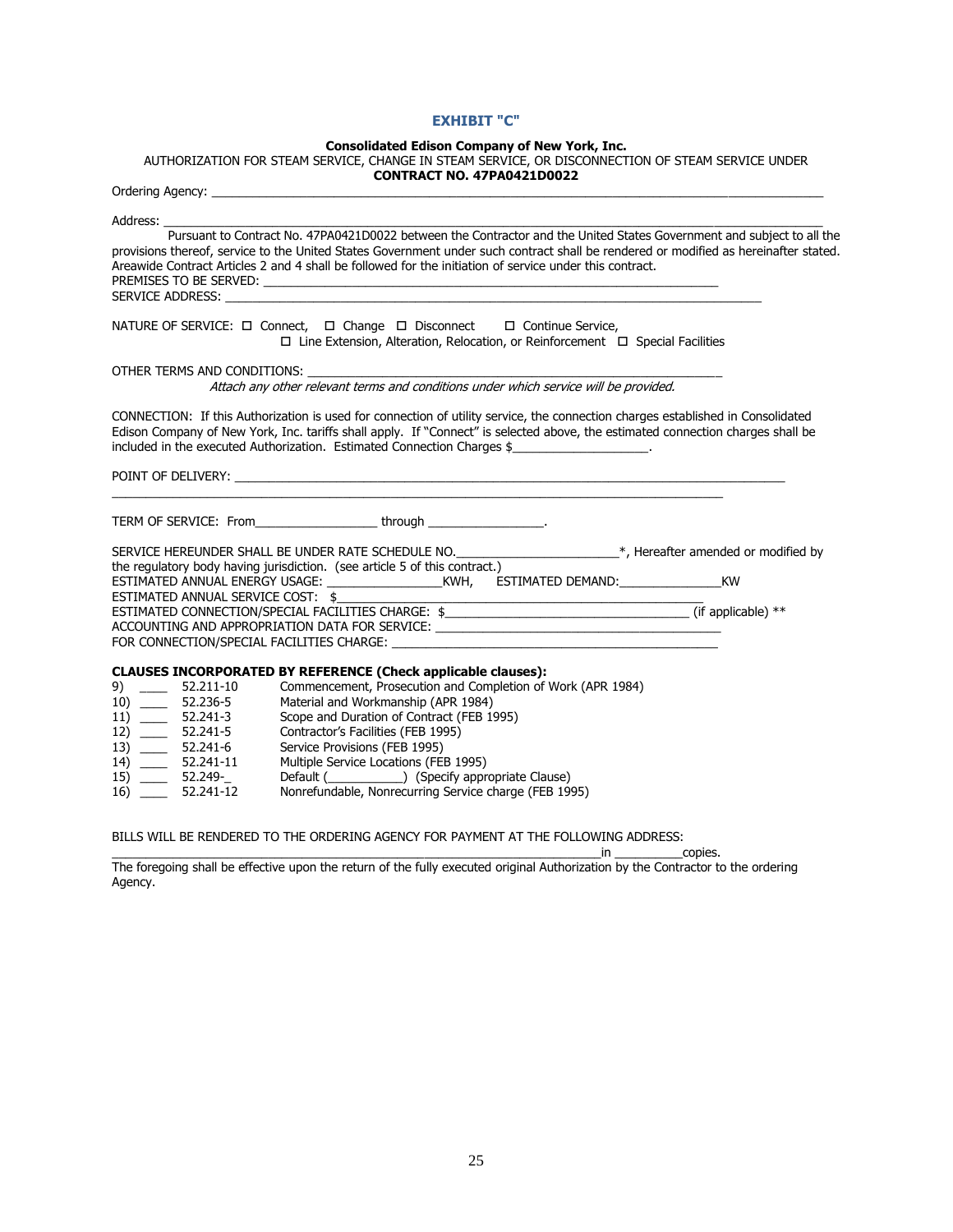# EXHIBIT "C"

**Consolidated Edison Company of New York, Inc.**
AUTHORIZATION FOR STEAM SERVICE, CHANGE IN STEAM SERVICE, OR DISCONNECTION OF STEAM SERVICE UNDER
**CONTRACT NO. 47PA0421D0022**

Ordering Agency: ____________________________________________________________________________________

Address: ____________________________________________________________________________________

Pursuant to Contract No. 47PA0421D0022 between the Contractor and the United States Government and subject to all the provisions thereof, service to the United States Government under such contract shall be rendered or modified as hereinafter stated. Areawide Contract Articles 2 and 4 shall be followed for the initiation of service under this contract.

PREMISES TO BE SERVED: ______________________________________________________________________

SERVICE ADDRESS: ____________________________________________________________________________

NATURE OF SERVICE: ☐ Connect, ☐ Change ☐ Disconnect ☐ Continue Service,
☐ Line Extension, Alteration, Relocation, or Reinforcement ☐ Special Facilities

OTHER TERMS AND CONDITIONS: _______________________________________________________________
*Attach any other relevant terms and conditions under which service will be provided.*

CONNECTION: If this Authorization is used for connection of utility service, the connection charges established in Consolidated Edison Company of New York, Inc. tariffs shall apply. If "Connect" is selected above, the estimated connection charges shall be included in the executed Authorization. Estimated Connection Charges $____________________.

POINT OF DELIVERY: _________________________________________________________________________________
___________________________________________________________________________________________________

TERM OF SERVICE: From__________________ through _________________.

SERVICE HEREUNDER SHALL BE UNDER RATE SCHEDULE NO.________________________*, Hereafter amended or modified by the regulatory body having jurisdiction. (see article 5 of this contract.)

ESTIMATED ANNUAL ENERGY USAGE: _________________KWH, ESTIMATED DEMAND:_______________KW

ESTIMATED ANNUAL SERVICE COST: $_______________________________________________

ESTIMATED CONNECTION/SPECIAL FACILITIES CHARGE: $___________________________________ (if applicable) **

ACCOUNTING AND APPROPRIATION DATA FOR SERVICE: ___________________________________________

FOR CONNECTION/SPECIAL FACILITIES CHARGE: ___________________________________________________

**CLAUSES INCORPORATED BY REFERENCE (Check applicable clauses):**

9) ____ 52.211-10 Commencement, Prosecution and Completion of Work (APR 1984)
10) ____ 52.236-5 Material and Workmanship (APR 1984)
11) ____ 52.241-3 Scope and Duration of Contract (FEB 1995)
12) ____ 52.241-5 Contractor's Facilities (FEB 1995)
13) ____ 52.241-6 Service Provisions (FEB 1995)
14) ____ 52.241-11 Multiple Service Locations (FEB 1995)
15) ____ 52.249-_ Default (___________) (Specify appropriate Clause)
16) ____ 52.241-12 Nonrefundable, Nonrecurring Service charge (FEB 1995)

BILLS WILL BE RENDERED TO THE ORDERING AGENCY FOR PAYMENT AT THE FOLLOWING ADDRESS:
_________________________________________________________________________in __________copies.

The foregoing shall be effective upon the return of the fully executed original Authorization by the Contractor to the ordering Agency.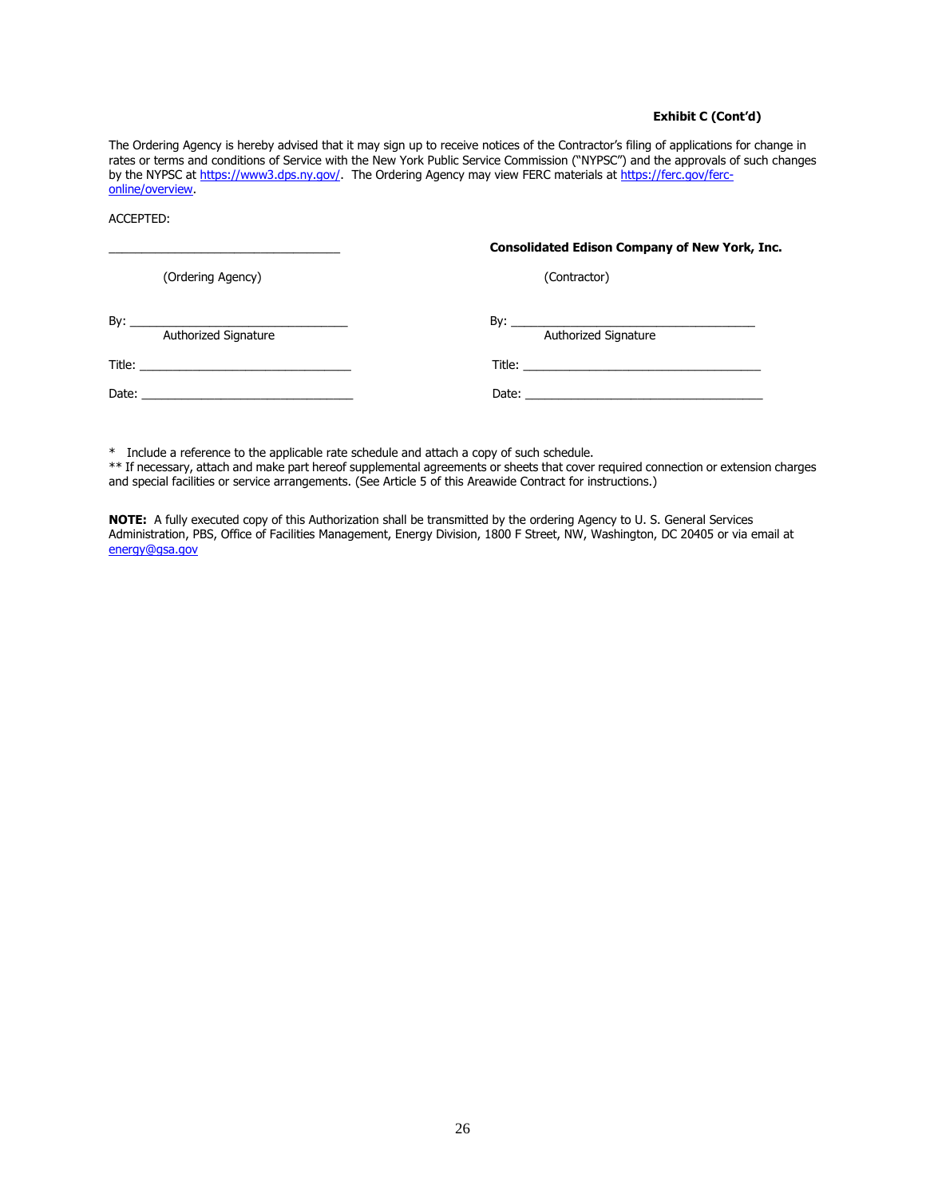**Exhibit C (Cont'd)**

The Ordering Agency is hereby advised that it may sign up to receive notices of the Contractor's filing of applications for change in rates or terms and conditions of Service with the New York Public Service Commission ("NYPSC") and the approvals of such changes by the NYPSC at https://www3.dps.ny.gov/. The Ordering Agency may view FERC materials at https://ferc.gov/ferc-online/overview.

ACCEPTED:

| | |
|---|---|
| ___________________________________ | **Consolidated Edison Company of New York, Inc.** |
| (Ordering Agency) | (Contractor) |
| By: _______________________________<br>Authorized Signature | By: _______________________________<br>Authorized Signature |
| Title: _____________________________ | Title: _____________________________ |
| Date: _____________________________ | Date: _____________________________ |

* Include a reference to the applicable rate schedule and attach a copy of such schedule.
** If necessary, attach and make part hereof supplemental agreements or sheets that cover required connection or extension charges and special facilities or service arrangements. (See Article 5 of this Areawide Contract for instructions.)

**NOTE:** A fully executed copy of this Authorization shall be transmitted by the ordering Agency to U. S. General Services Administration, PBS, Office of Facilities Management, Energy Division, 1800 F Street, NW, Washington, DC 20405 or via email at energy@gsa.gov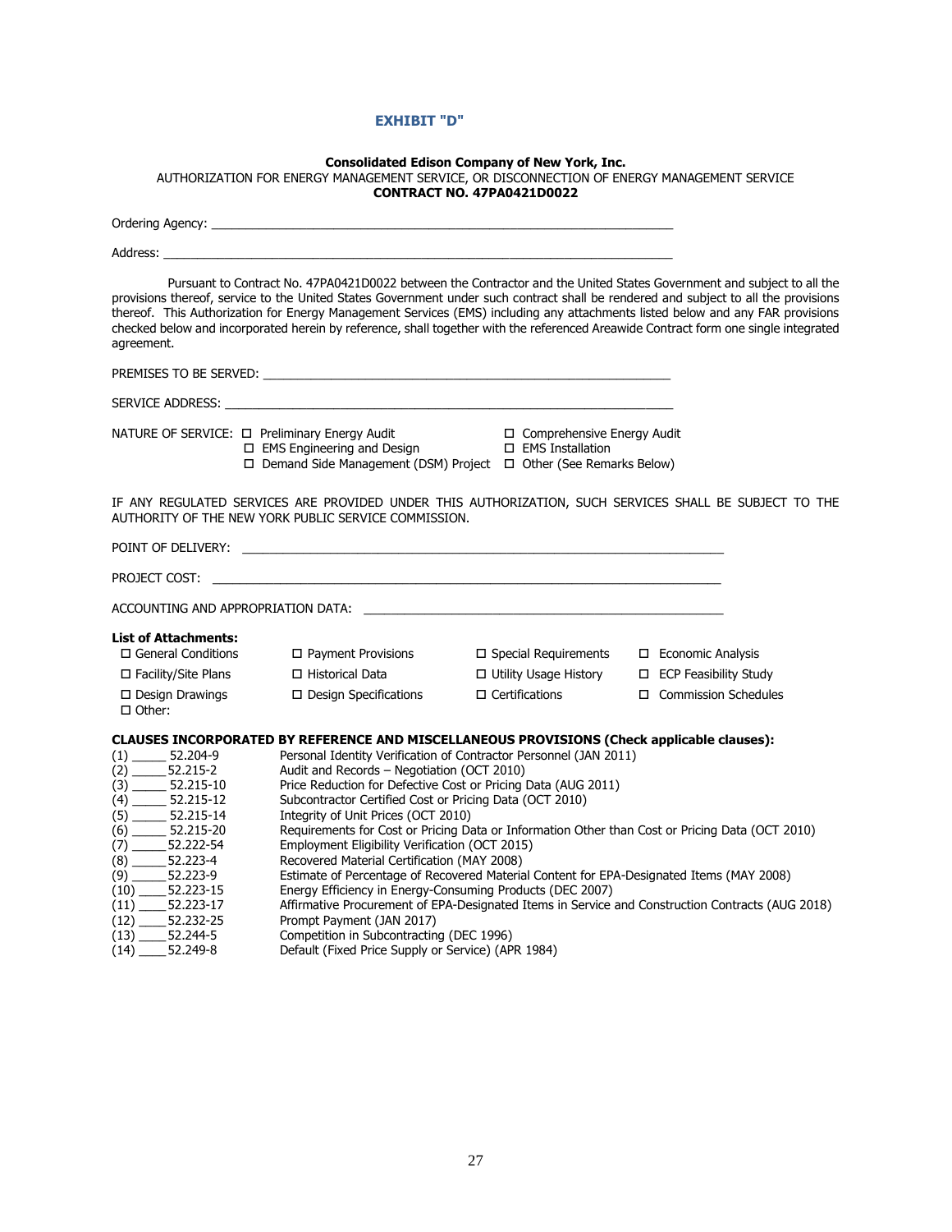## EXHIBIT "D"

**Consolidated Edison Company of New York, Inc.**
AUTHORIZATION FOR ENERGY MANAGEMENT SERVICE, OR DISCONNECTION OF ENERGY MANAGEMENT SERVICE
**CONTRACT NO. 47PA0421D0022**

Ordering Agency: ___________________________________________________________________

Address: ________________________________________________________________________

Pursuant to Contract No. 47PA0421D0022 between the Contractor and the United States Government and subject to all the provisions thereof, service to the United States Government under such contract shall be rendered and subject to all the provisions thereof. This Authorization for Energy Management Services (EMS) including any attachments listed below and any FAR provisions checked below and incorporated herein by reference, shall together with the referenced Areawide Contract form one single integrated agreement.

PREMISES TO BE SERVED: _____________________________________________________________

SERVICE ADDRESS: _________________________________________________________________

NATURE OF SERVICE:
- ☐ Preliminary Energy Audit
- ☐ Comprehensive Energy Audit
- ☐ EMS Engineering and Design
- ☐ EMS Installation
- ☐ Demand Side Management (DSM) Project
- ☐ Other (See Remarks Below)

IF ANY REGULATED SERVICES ARE PROVIDED UNDER THIS AUTHORIZATION, SUCH SERVICES SHALL BE SUBJECT TO THE AUTHORITY OF THE NEW YORK PUBLIC SERVICE COMMISSION.

POINT OF DELIVERY: _______________________________________________________________

PROJECT COST: ___________________________________________________________________

ACCOUNTING AND APPROPRIATION DATA: _____________________________________________

**List of Attachments:**

- ☐ General Conditions
- ☐ Payment Provisions
- ☐ Special Requirements
- ☐ Economic Analysis
- ☐ Facility/Site Plans
- ☐ Historical Data
- ☐ Utility Usage History
- ☐ ECP Feasibility Study
- ☐ Design Drawings
- ☐ Design Specifications
- ☐ Certifications
- ☐ Commission Schedules
- ☐ Other:

**CLAUSES INCORPORATED BY REFERENCE AND MISCELLANEOUS PROVISIONS (Check applicable clauses):**

(1) _____ 52.204-9 Personal Identity Verification of Contractor Personnel (JAN 2011)
(2) _____ 52.215-2 Audit and Records – Negotiation (OCT 2010)
(3) _____ 52.215-10 Price Reduction for Defective Cost or Pricing Data (AUG 2011)
(4) _____ 52.215-12 Subcontractor Certified Cost or Pricing Data (OCT 2010)
(5) _____ 52.215-14 Integrity of Unit Prices (OCT 2010)
(6) _____ 52.215-20 Requirements for Cost or Pricing Data or Information Other than Cost or Pricing Data (OCT 2010)
(7) _____ 52.222-54 Employment Eligibility Verification (OCT 2015)
(8) _____ 52.223-4 Recovered Material Certification (MAY 2008)
(9) _____ 52.223-9 Estimate of Percentage of Recovered Material Content for EPA-Designated Items (MAY 2008)
(10) _____ 52.223-15 Energy Efficiency in Energy-Consuming Products (DEC 2007)
(11) _____ 52.223-17 Affirmative Procurement of EPA-Designated Items in Service and Construction Contracts (AUG 2018)
(12) _____ 52.232-25 Prompt Payment (JAN 2017)
(13) _____ 52.244-5 Competition in Subcontracting (DEC 1996)
(14) _____ 52.249-8 Default (Fixed Price Supply or Service) (APR 1984)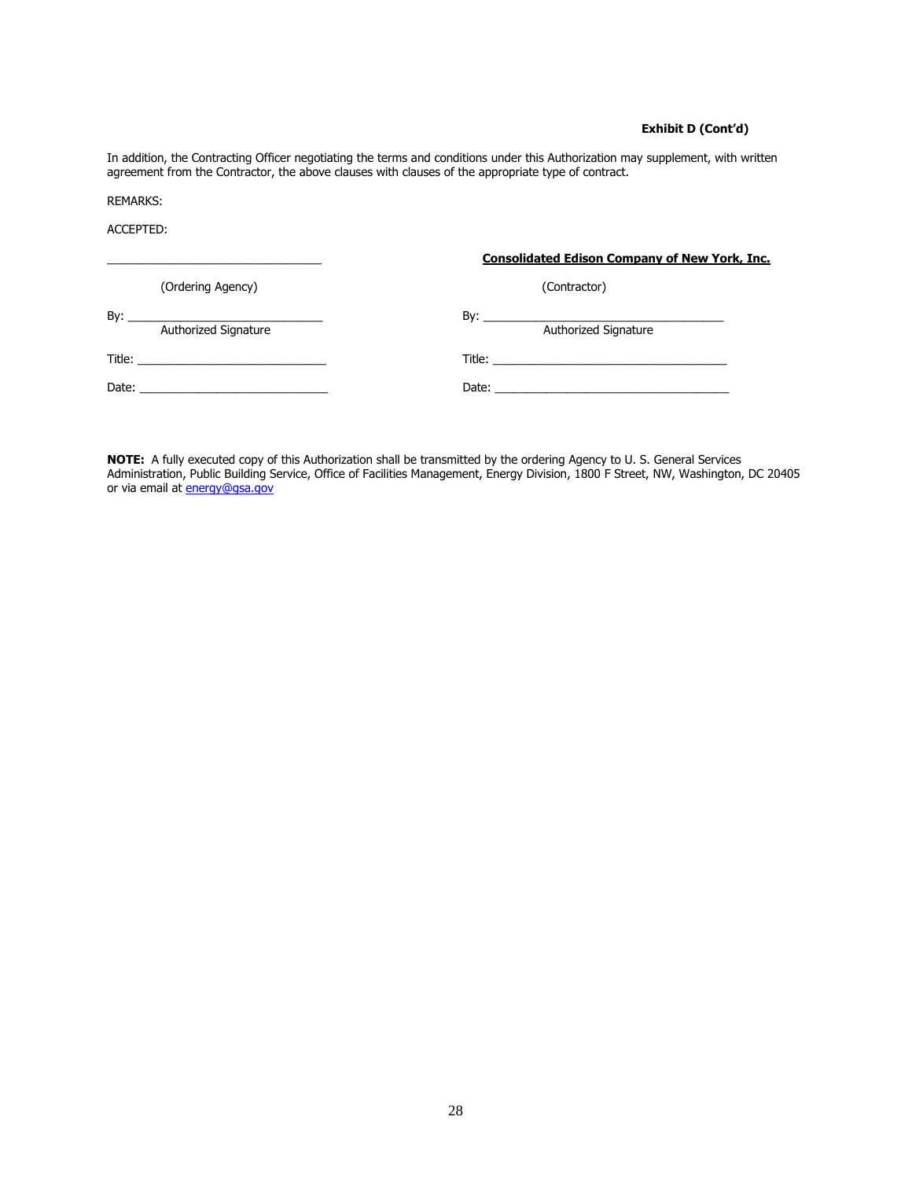**Exhibit D (Cont'd)**

In addition, the Contracting Officer negotiating the terms and conditions under this Authorization may supplement, with written agreement from the Contractor, the above clauses with clauses of the appropriate type of contract.

REMARKS:

ACCEPTED:

| | |
|---|---|
| _________________________________ | **Consolidated Edison Company of New York, Inc.** |
| (Ordering Agency) | (Contractor) |
| By: ______________________________ Authorized Signature | By: ____________________________________ Authorized Signature |
| Title: ____________________________ | Title: ___________________________________ |
| Date: ____________________________ | Date: ___________________________________ |

**NOTE:** A fully executed copy of this Authorization shall be transmitted by the ordering Agency to U. S. General Services Administration, Public Building Service, Office of Facilities Management, Energy Division, 1800 F Street, NW, Washington, DC 20405 or via email at energy@gsa.gov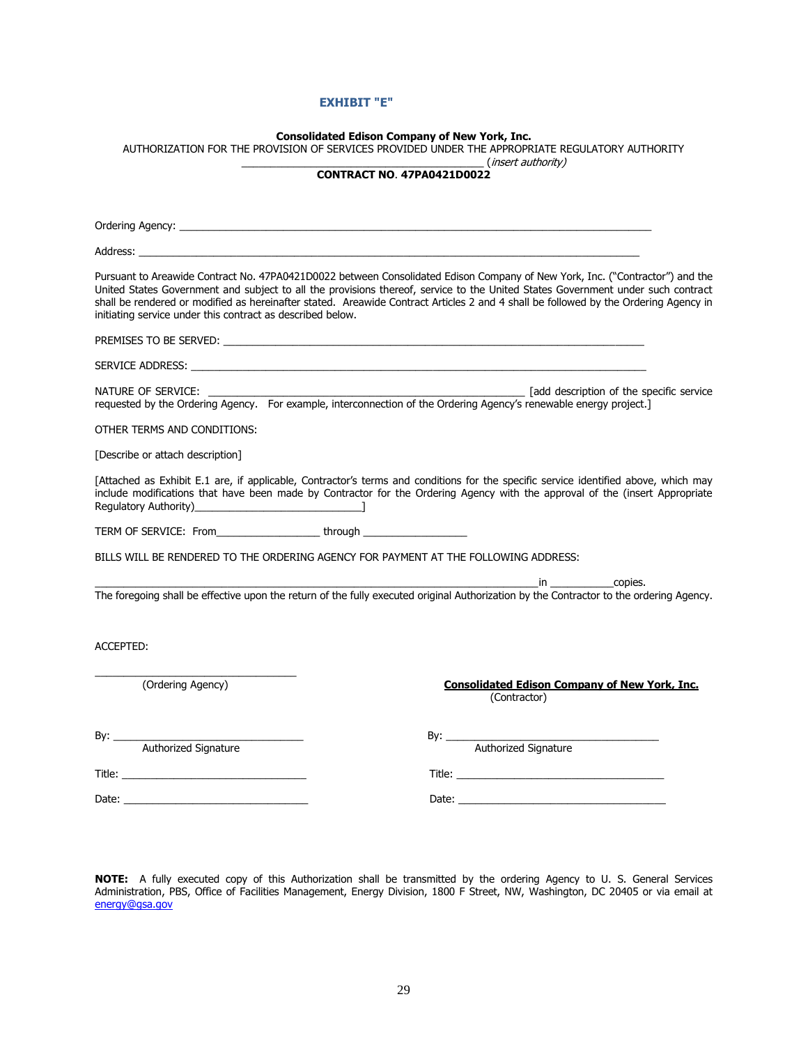## EXHIBIT "E"

**Consolidated Edison Company of New York, Inc.**

AUTHORIZATION FOR THE PROVISION OF SERVICES PROVIDED UNDER THE APPROPRIATE REGULATORY AUTHORITY

_________________________________________ (*insert authority*)

**CONTRACT NO. 47PA0421D0022**

Ordering Agency: ________________________________________________________________________________

Address: ___________________________________________________________________________________

Pursuant to Areawide Contract No. 47PA0421D0022 between Consolidated Edison Company of New York, Inc. ("Contractor") and the United States Government and subject to all the provisions thereof, service to the United States Government under such contract shall be rendered or modified as hereinafter stated. Areawide Contract Articles 2 and 4 shall be followed by the Ordering Agency in initiating service under this contract as described below.

PREMISES TO BE SERVED: _______________________________________________________________________

SERVICE ADDRESS: ____________________________________________________________________________

NATURE OF SERVICE: _____________________________________________________ [add description of the specific service requested by the Ordering Agency. For example, interconnection of the Ordering Agency's renewable energy project.]

OTHER TERMS AND CONDITIONS:

[Describe or attach description]

[Attached as Exhibit E.1 are, if applicable, Contractor's terms and conditions for the specific service identified above, which may include modifications that have been made by Contractor for the Ordering Agency with the approval of the (insert Appropriate Regulatory Authority)____________________________]

TERM OF SERVICE: From_________________ through _________________

BILLS WILL BE RENDERED TO THE ORDERING AGENCY FOR PAYMENT AT THE FOLLOWING ADDRESS:

___________________________________________________________________________in __________copies.

The foregoing shall be effective upon the return of the fully executed original Authorization by the Contractor to the ordering Agency.

ACCEPTED:

__________________________________
(Ordering Agency)

By: ________________________________
Authorized Signature

Title: ________________________________

Date: ________________________________

**Consolidated Edison Company of New York, Inc.**
(Contractor)

By: ____________________________________
Authorized Signature

Title: ___________________________________

Date: ___________________________________

**NOTE:** A fully executed copy of this Authorization shall be transmitted by the ordering Agency to U. S. General Services Administration, PBS, Office of Facilities Management, Energy Division, 1800 F Street, NW, Washington, DC 20405 or via email at energy@gsa.gov